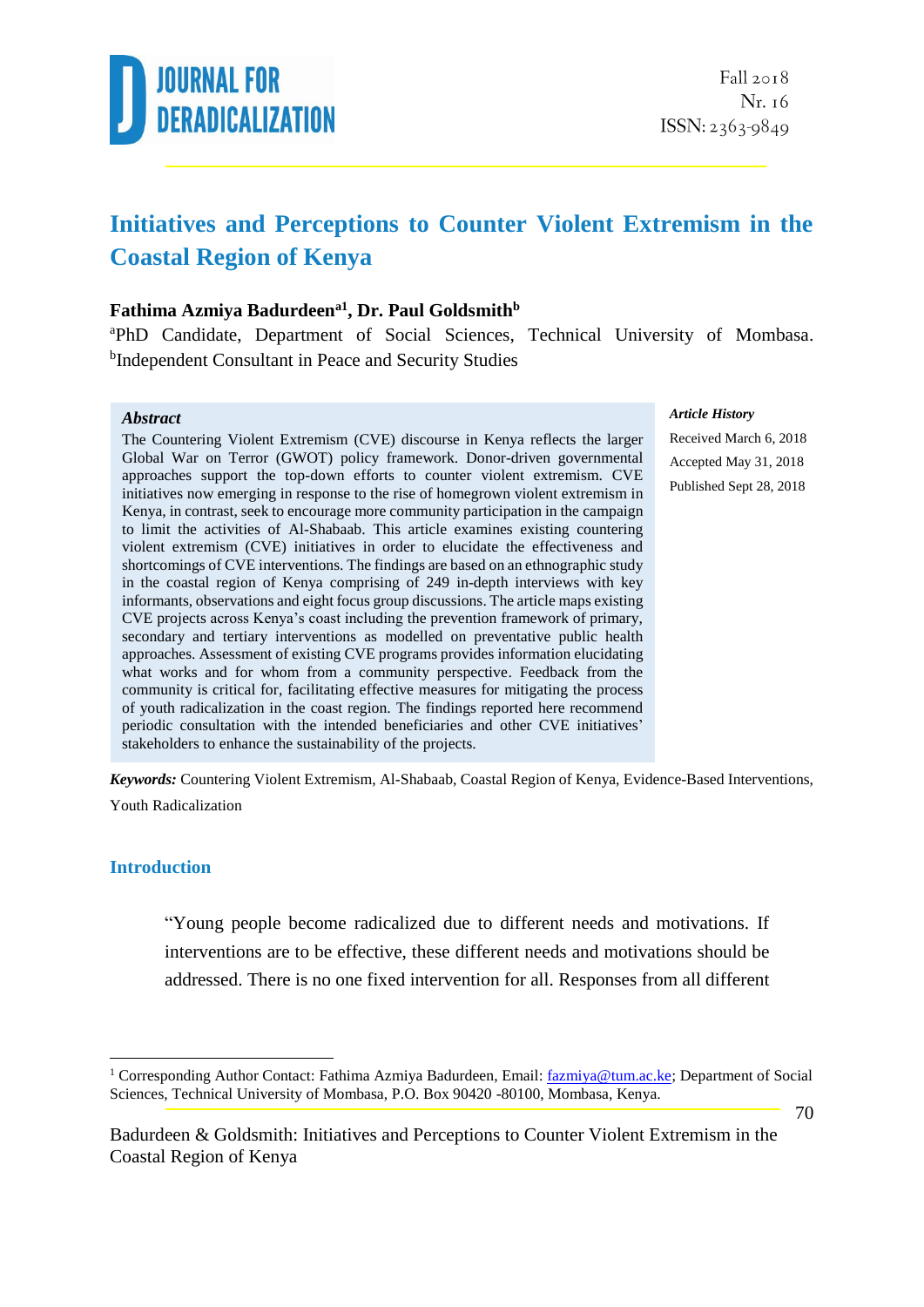# Initiatives and Perceptions to Counter Violent Extremism in the Coastal Region of Kenya

**Fathima Azmiya Badurdeen[a1], Dr. Paul Goldsmith[b]**

[a]PhD Candidate, Department of Social Sciences, Technical University of Mombasa. [b]Independent Consultant in Peace and Security Studies

***Article History***

Received March 6, 2018

Accepted May 31, 2018

Published Sept 28, 2018

***Abstract***

The Countering Violent Extremism (CVE) discourse in Kenya reflects the larger Global War on Terror (GWOT) policy framework. Donor-driven governmental approaches support the top-down efforts to counter violent extremism. CVE initiatives now emerging in response to the rise of homegrown violent extremism in Kenya, in contrast, seek to encourage more community participation in the campaign to limit the activities of Al-Shabaab. This article examines existing countering violent extremism (CVE) initiatives in order to elucidate the effectiveness and shortcomings of CVE interventions. The findings are based on an ethnographic study in the coastal region of Kenya comprising of 249 in-depth interviews with key informants, observations and eight focus group discussions. The article maps existing CVE projects across Kenya's coast including the prevention framework of primary, secondary and tertiary interventions as modelled on preventative public health approaches. Assessment of existing CVE programs provides information elucidating what works and for whom from a community perspective. Feedback from the community is critical for, facilitating effective measures for mitigating the process of youth radicalization in the coast region. The findings reported here recommend periodic consultation with the intended beneficiaries and other CVE initiatives' stakeholders to enhance the sustainability of the projects.

***Keywords:*** Countering Violent Extremism, Al-Shabaab, Coastal Region of Kenya, Evidence-Based Interventions, Youth Radicalization

## Introduction

> "Young people become radicalized due to different needs and motivations. If interventions are to be effective, these different needs and motivations should be addressed. There is no one fixed intervention for all. Responses from all different

[1] Corresponding Author Contact: Fathima Azmiya Badurdeen, Email: fazmiya@tum.ac.ke; Department of Social Sciences, Technical University of Mombasa, P.O. Box 90420 -80100, Mombasa, Kenya.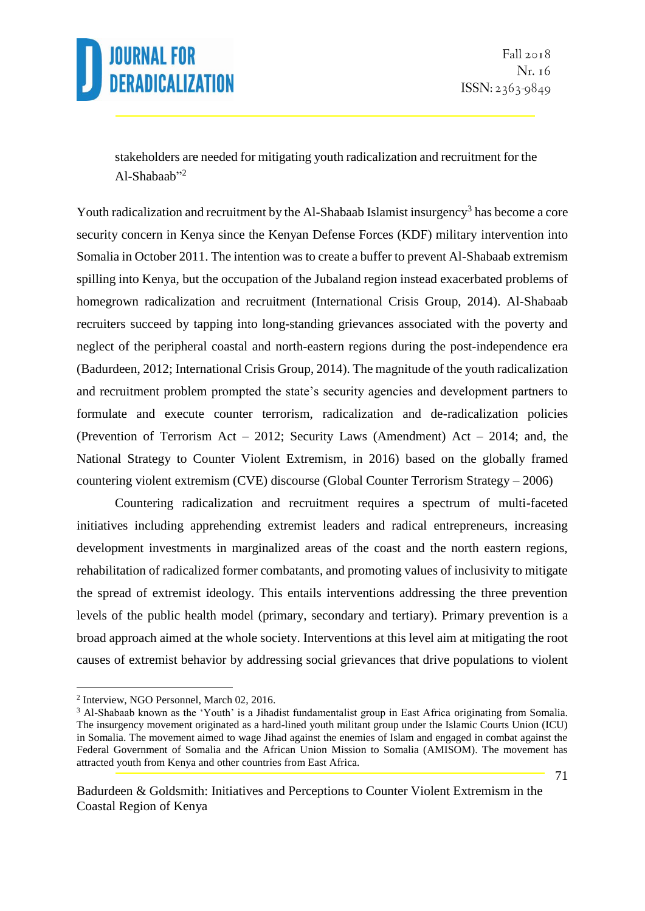stakeholders are needed for mitigating youth radicalization and recruitment for the Al-Shabaab"[2]

Youth radicalization and recruitment by the Al-Shabaab Islamist insurgency[3] has become a core security concern in Kenya since the Kenyan Defense Forces (KDF) military intervention into Somalia in October 2011. The intention was to create a buffer to prevent Al-Shabaab extremism spilling into Kenya, but the occupation of the Jubaland region instead exacerbated problems of homegrown radicalization and recruitment (International Crisis Group, 2014). Al-Shabaab recruiters succeed by tapping into long-standing grievances associated with the poverty and neglect of the peripheral coastal and north-eastern regions during the post-independence era (Badurdeen, 2012; International Crisis Group, 2014). The magnitude of the youth radicalization and recruitment problem prompted the state's security agencies and development partners to formulate and execute counter terrorism, radicalization and de-radicalization policies (Prevention of Terrorism Act – 2012; Security Laws (Amendment) Act – 2014; and, the National Strategy to Counter Violent Extremism, in 2016) based on the globally framed countering violent extremism (CVE) discourse (Global Counter Terrorism Strategy – 2006)

Countering radicalization and recruitment requires a spectrum of multi-faceted initiatives including apprehending extremist leaders and radical entrepreneurs, increasing development investments in marginalized areas of the coast and the north eastern regions, rehabilitation of radicalized former combatants, and promoting values of inclusivity to mitigate the spread of extremist ideology. This entails interventions addressing the three prevention levels of the public health model (primary, secondary and tertiary). Primary prevention is a broad approach aimed at the whole society. Interventions at this level aim at mitigating the root causes of extremist behavior by addressing social grievances that drive populations to violent

[2] Interview, NGO Personnel, March 02, 2016.

[3] Al-Shabaab known as the 'Youth' is a Jihadist fundamentalist group in East Africa originating from Somalia. The insurgency movement originated as a hard-lined youth militant group under the Islamic Courts Union (ICU) in Somalia. The movement aimed to wage Jihad against the enemies of Islam and engaged in combat against the Federal Government of Somalia and the African Union Mission to Somalia (AMISOM). The movement has attracted youth from Kenya and other countries from East Africa.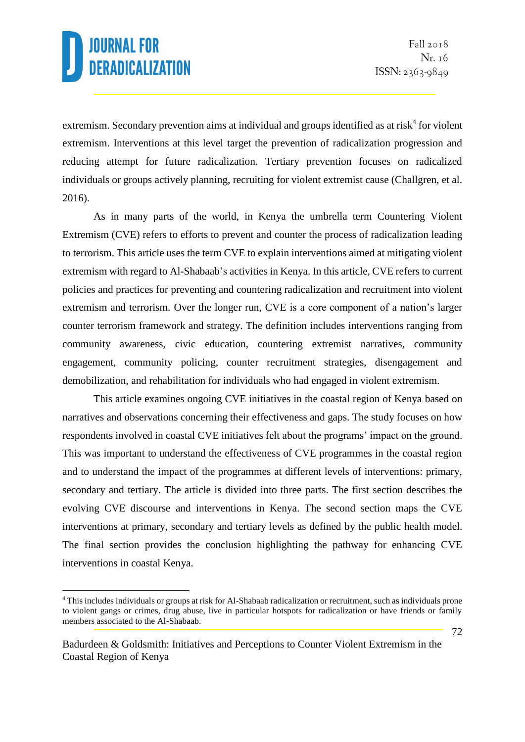extremism. Secondary prevention aims at individual and groups identified as at risk[4] for violent extremism. Interventions at this level target the prevention of radicalization progression and reducing attempt for future radicalization. Tertiary prevention focuses on radicalized individuals or groups actively planning, recruiting for violent extremist cause (Challgren, et al. 2016).

As in many parts of the world, in Kenya the umbrella term Countering Violent Extremism (CVE) refers to efforts to prevent and counter the process of radicalization leading to terrorism. This article uses the term CVE to explain interventions aimed at mitigating violent extremism with regard to Al-Shabaab's activities in Kenya. In this article, CVE refers to current policies and practices for preventing and countering radicalization and recruitment into violent extremism and terrorism. Over the longer run, CVE is a core component of a nation's larger counter terrorism framework and strategy. The definition includes interventions ranging from community awareness, civic education, countering extremist narratives, community engagement, community policing, counter recruitment strategies, disengagement and demobilization, and rehabilitation for individuals who had engaged in violent extremism.

This article examines ongoing CVE initiatives in the coastal region of Kenya based on narratives and observations concerning their effectiveness and gaps. The study focuses on how respondents involved in coastal CVE initiatives felt about the programs' impact on the ground. This was important to understand the effectiveness of CVE programmes in the coastal region and to understand the impact of the programmes at different levels of interventions: primary, secondary and tertiary. The article is divided into three parts. The first section describes the evolving CVE discourse and interventions in Kenya. The second section maps the CVE interventions at primary, secondary and tertiary levels as defined by the public health model. The final section provides the conclusion highlighting the pathway for enhancing CVE interventions in coastal Kenya.

[4] This includes individuals or groups at risk for Al-Shabaab radicalization or recruitment, such as individuals prone to violent gangs or crimes, drug abuse, live in particular hotspots for radicalization or have friends or family members associated to the Al-Shabaab.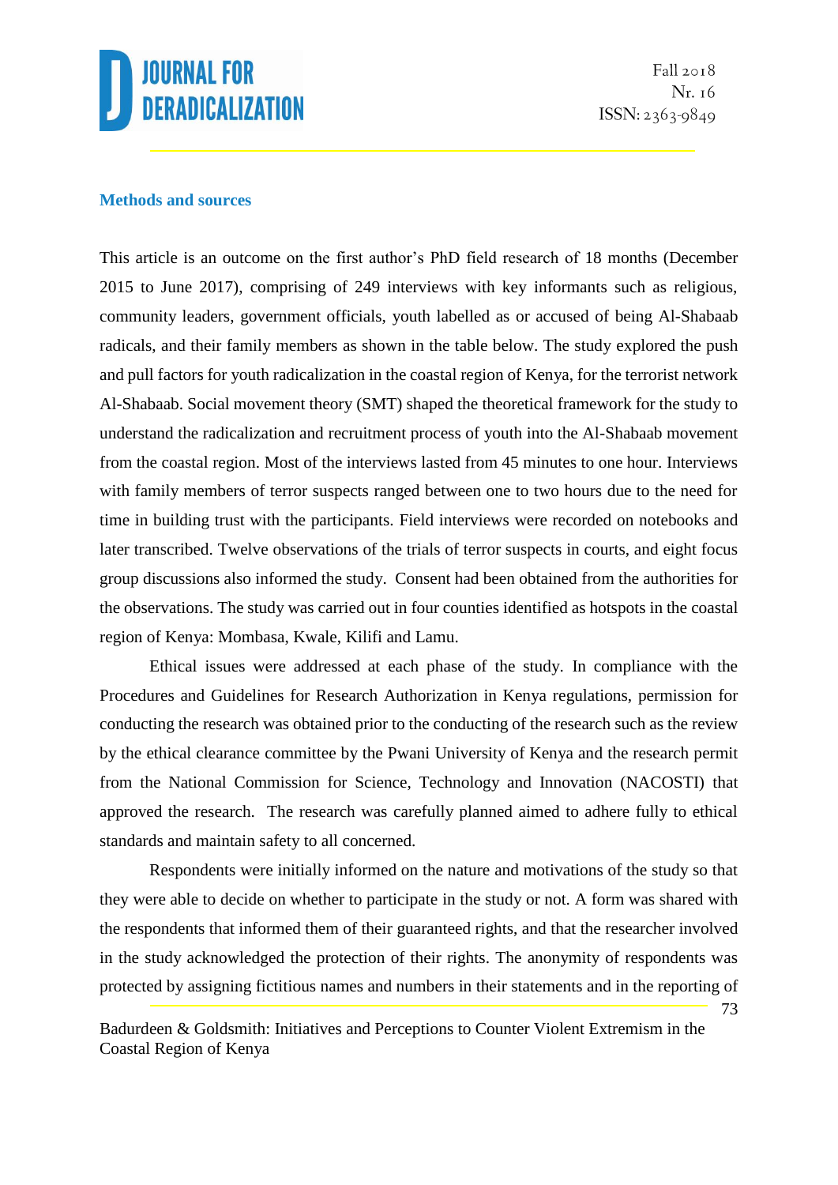## Methods and sources

This article is an outcome on the first author's PhD field research of 18 months (December 2015 to June 2017), comprising of 249 interviews with key informants such as religious, community leaders, government officials, youth labelled as or accused of being Al-Shabaab radicals, and their family members as shown in the table below. The study explored the push and pull factors for youth radicalization in the coastal region of Kenya, for the terrorist network Al-Shabaab. Social movement theory (SMT) shaped the theoretical framework for the study to understand the radicalization and recruitment process of youth into the Al-Shabaab movement from the coastal region. Most of the interviews lasted from 45 minutes to one hour. Interviews with family members of terror suspects ranged between one to two hours due to the need for time in building trust with the participants. Field interviews were recorded on notebooks and later transcribed. Twelve observations of the trials of terror suspects in courts, and eight focus group discussions also informed the study. Consent had been obtained from the authorities for the observations. The study was carried out in four counties identified as hotspots in the coastal region of Kenya: Mombasa, Kwale, Kilifi and Lamu.

Ethical issues were addressed at each phase of the study. In compliance with the Procedures and Guidelines for Research Authorization in Kenya regulations, permission for conducting the research was obtained prior to the conducting of the research such as the review by the ethical clearance committee by the Pwani University of Kenya and the research permit from the National Commission for Science, Technology and Innovation (NACOSTI) that approved the research. The research was carefully planned aimed to adhere fully to ethical standards and maintain safety to all concerned.

Respondents were initially informed on the nature and motivations of the study so that they were able to decide on whether to participate in the study or not. A form was shared with the respondents that informed them of their guaranteed rights, and that the researcher involved in the study acknowledged the protection of their rights. The anonymity of respondents was protected by assigning fictitious names and numbers in their statements and in the reporting of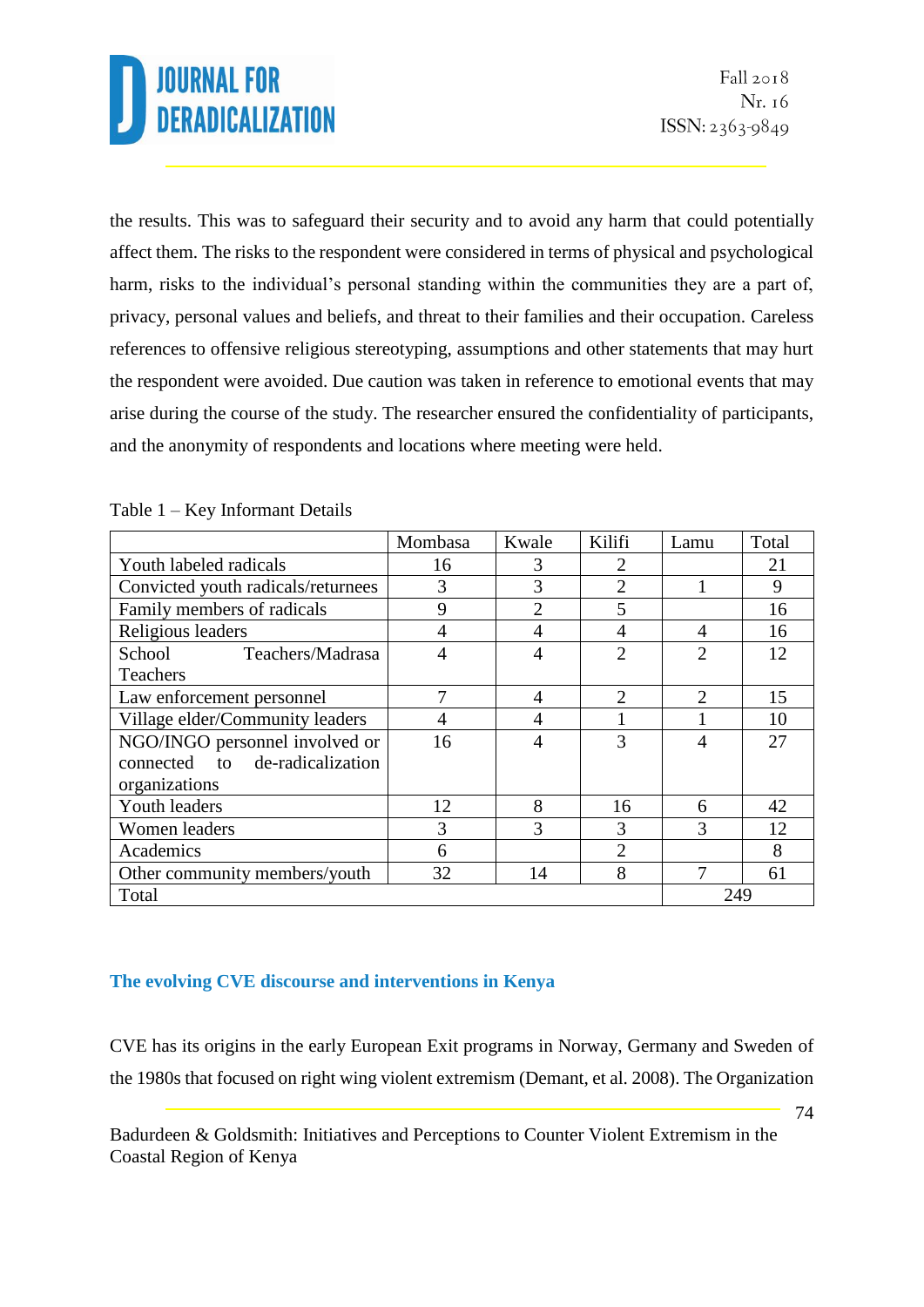the results. This was to safeguard their security and to avoid any harm that could potentially affect them. The risks to the respondent were considered in terms of physical and psychological harm, risks to the individual's personal standing within the communities they are a part of, privacy, personal values and beliefs, and threat to their families and their occupation. Careless references to offensive religious stereotyping, assumptions and other statements that may hurt the respondent were avoided. Due caution was taken in reference to emotional events that may arise during the course of the study. The researcher ensured the confidentiality of participants, and the anonymity of respondents and locations where meeting were held.

Table 1 – Key Informant Details

| | Mombasa | Kwale | Kilifi | Lamu | Total |
|---|---|---|---|---|---|
| Youth labeled radicals | 16 | 3 | 2 | | 21 |
| Convicted youth radicals/returnees | 3 | 3 | 2 | 1 | 9 |
| Family members of radicals | 9 | 2 | 5 | | 16 |
| Religious leaders | 4 | 4 | 4 | 4 | 16 |
| School Teachers/Madrasa Teachers | 4 | 4 | 2 | 2 | 12 |
| Law enforcement personnel | 7 | 4 | 2 | 2 | 15 |
| Village elder/Community leaders | 4 | 4 | 1 | 1 | 10 |
| NGO/INGO personnel involved or connected to de-radicalization organizations | 16 | 4 | 3 | 4 | 27 |
| Youth leaders | 12 | 8 | 16 | 6 | 42 |
| Women leaders | 3 | 3 | 3 | 3 | 12 |
| Academics | 6 | | 2 | | 8 |
| Other community members/youth | 32 | 14 | 8 | 7 | 61 |
| Total | | | | 249 | |

## The evolving CVE discourse and interventions in Kenya

CVE has its origins in the early European Exit programs in Norway, Germany and Sweden of the 1980s that focused on right wing violent extremism (Demant, et al. 2008). The Organization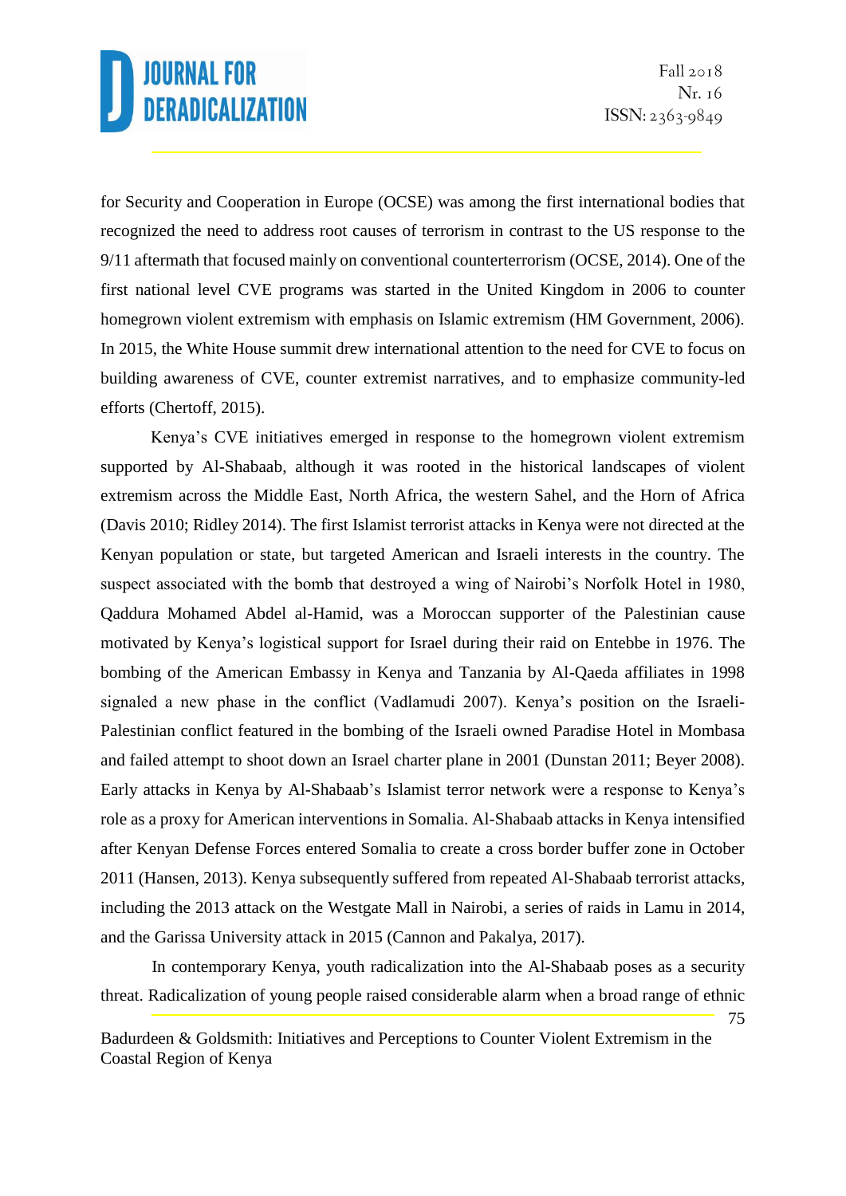for Security and Cooperation in Europe (OCSE) was among the first international bodies that recognized the need to address root causes of terrorism in contrast to the US response to the 9/11 aftermath that focused mainly on conventional counterterrorism (OCSE, 2014). One of the first national level CVE programs was started in the United Kingdom in 2006 to counter homegrown violent extremism with emphasis on Islamic extremism (HM Government, 2006). In 2015, the White House summit drew international attention to the need for CVE to focus on building awareness of CVE, counter extremist narratives, and to emphasize community-led efforts (Chertoff, 2015).

Kenya's CVE initiatives emerged in response to the homegrown violent extremism supported by Al-Shabaab, although it was rooted in the historical landscapes of violent extremism across the Middle East, North Africa, the western Sahel, and the Horn of Africa (Davis 2010; Ridley 2014). The first Islamist terrorist attacks in Kenya were not directed at the Kenyan population or state, but targeted American and Israeli interests in the country. The suspect associated with the bomb that destroyed a wing of Nairobi's Norfolk Hotel in 1980, Qaddura Mohamed Abdel al-Hamid, was a Moroccan supporter of the Palestinian cause motivated by Kenya's logistical support for Israel during their raid on Entebbe in 1976. The bombing of the American Embassy in Kenya and Tanzania by Al-Qaeda affiliates in 1998 signaled a new phase in the conflict (Vadlamudi 2007). Kenya's position on the Israeli-Palestinian conflict featured in the bombing of the Israeli owned Paradise Hotel in Mombasa and failed attempt to shoot down an Israel charter plane in 2001 (Dunstan 2011; Beyer 2008). Early attacks in Kenya by Al-Shabaab's Islamist terror network were a response to Kenya's role as a proxy for American interventions in Somalia. Al-Shabaab attacks in Kenya intensified after Kenyan Defense Forces entered Somalia to create a cross border buffer zone in October 2011 (Hansen, 2013). Kenya subsequently suffered from repeated Al-Shabaab terrorist attacks, including the 2013 attack on the Westgate Mall in Nairobi, a series of raids in Lamu in 2014, and the Garissa University attack in 2015 (Cannon and Pakalya, 2017).

In contemporary Kenya, youth radicalization into the Al-Shabaab poses as a security threat. Radicalization of young people raised considerable alarm when a broad range of ethnic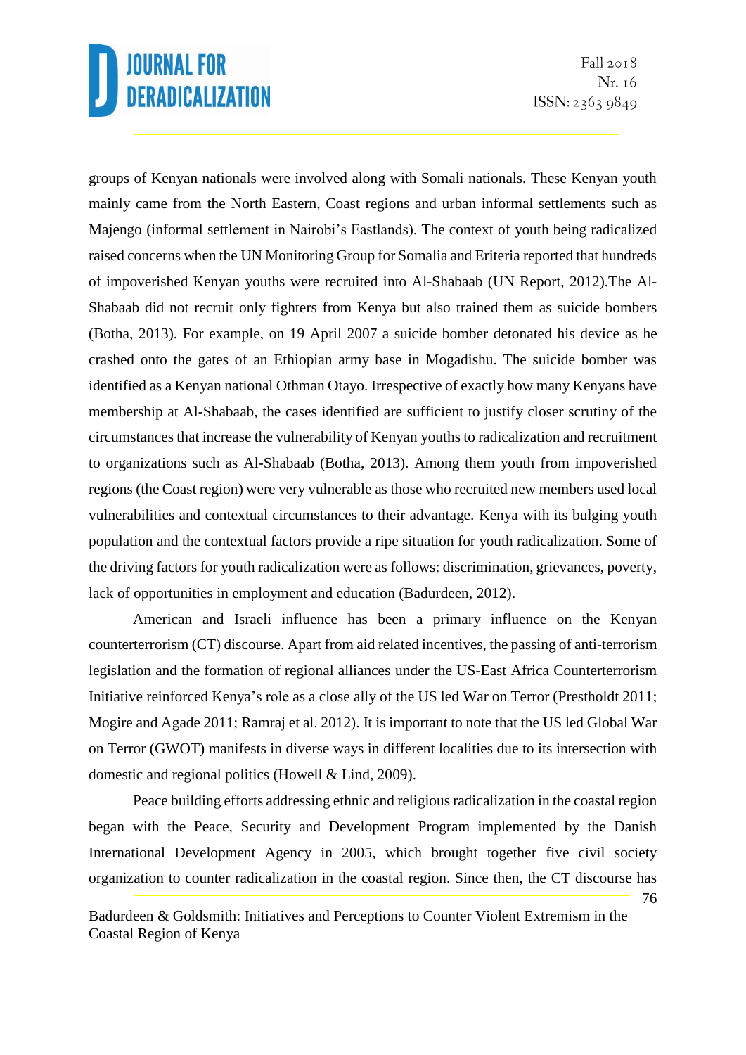groups of Kenyan nationals were involved along with Somali nationals. These Kenyan youth mainly came from the North Eastern, Coast regions and urban informal settlements such as Majengo (informal settlement in Nairobi's Eastlands). The context of youth being radicalized raised concerns when the UN Monitoring Group for Somalia and Eriteria reported that hundreds of impoverished Kenyan youths were recruited into Al-Shabaab (UN Report, 2012).The Al-Shabaab did not recruit only fighters from Kenya but also trained them as suicide bombers (Botha, 2013). For example, on 19 April 2007 a suicide bomber detonated his device as he crashed onto the gates of an Ethiopian army base in Mogadishu. The suicide bomber was identified as a Kenyan national Othman Otayo. Irrespective of exactly how many Kenyans have membership at Al-Shabaab, the cases identified are sufficient to justify closer scrutiny of the circumstances that increase the vulnerability of Kenyan youths to radicalization and recruitment to organizations such as Al-Shabaab (Botha, 2013). Among them youth from impoverished regions (the Coast region) were very vulnerable as those who recruited new members used local vulnerabilities and contextual circumstances to their advantage. Kenya with its bulging youth population and the contextual factors provide a ripe situation for youth radicalization. Some of the driving factors for youth radicalization were as follows: discrimination, grievances, poverty, lack of opportunities in employment and education (Badurdeen, 2012).

American and Israeli influence has been a primary influence on the Kenyan counterterrorism (CT) discourse. Apart from aid related incentives, the passing of anti-terrorism legislation and the formation of regional alliances under the US-East Africa Counterterrorism Initiative reinforced Kenya's role as a close ally of the US led War on Terror (Prestholdt 2011; Mogire and Agade 2011; Ramraj et al. 2012). It is important to note that the US led Global War on Terror (GWOT) manifests in diverse ways in different localities due to its intersection with domestic and regional politics (Howell & Lind, 2009).

Peace building efforts addressing ethnic and religious radicalization in the coastal region began with the Peace, Security and Development Program implemented by the Danish International Development Agency in 2005, which brought together five civil society organization to counter radicalization in the coastal region. Since then, the CT discourse has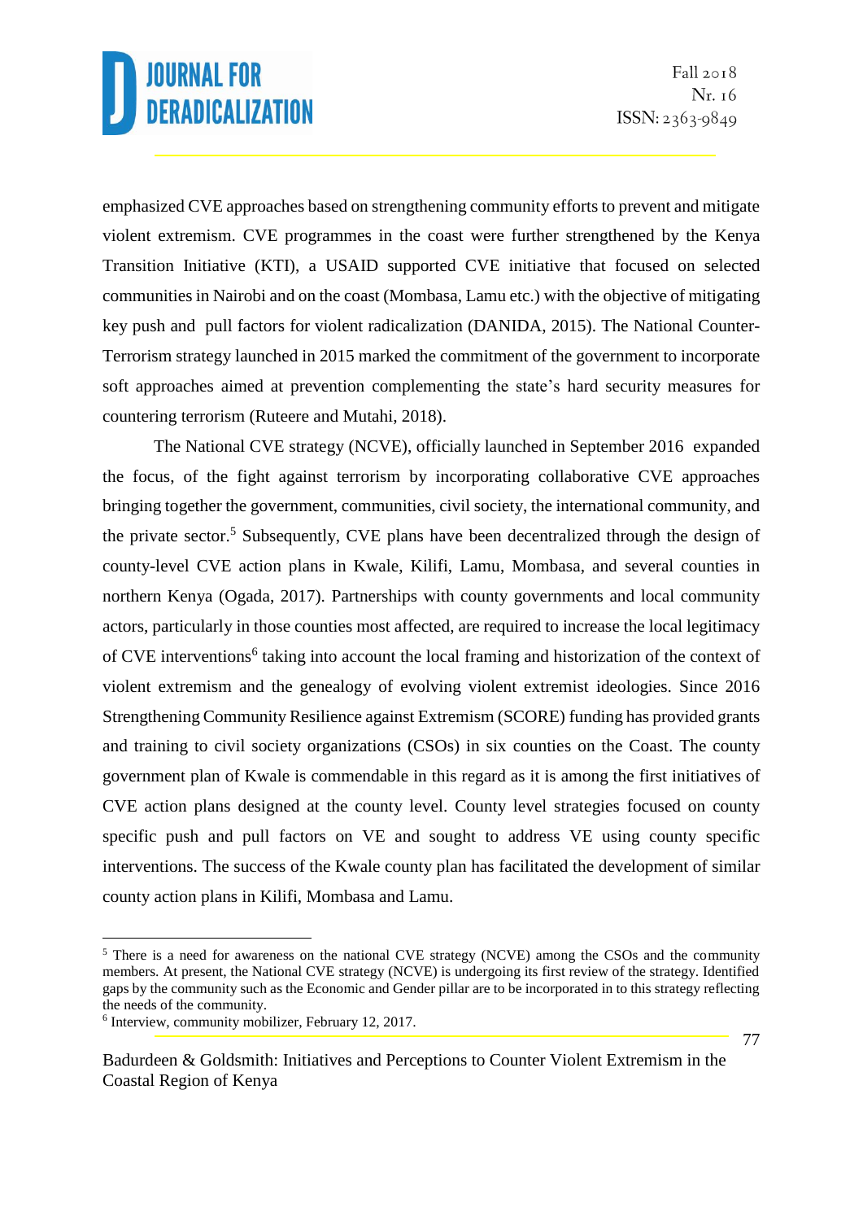emphasized CVE approaches based on strengthening community efforts to prevent and mitigate violent extremism. CVE programmes in the coast were further strengthened by the Kenya Transition Initiative (KTI), a USAID supported CVE initiative that focused on selected communities in Nairobi and on the coast (Mombasa, Lamu etc.) with the objective of mitigating key push and pull factors for violent radicalization (DANIDA, 2015). The National Counter-Terrorism strategy launched in 2015 marked the commitment of the government to incorporate soft approaches aimed at prevention complementing the state's hard security measures for countering terrorism (Ruteere and Mutahi, 2018).

The National CVE strategy (NCVE), officially launched in September 2016 expanded the focus, of the fight against terrorism by incorporating collaborative CVE approaches bringing together the government, communities, civil society, the international community, and the private sector.[5] Subsequently, CVE plans have been decentralized through the design of county-level CVE action plans in Kwale, Kilifi, Lamu, Mombasa, and several counties in northern Kenya (Ogada, 2017). Partnerships with county governments and local community actors, particularly in those counties most affected, are required to increase the local legitimacy of CVE interventions[6] taking into account the local framing and historization of the context of violent extremism and the genealogy of evolving violent extremist ideologies. Since 2016 Strengthening Community Resilience against Extremism (SCORE) funding has provided grants and training to civil society organizations (CSOs) in six counties on the Coast. The county government plan of Kwale is commendable in this regard as it is among the first initiatives of CVE action plans designed at the county level. County level strategies focused on county specific push and pull factors on VE and sought to address VE using county specific interventions. The success of the Kwale county plan has facilitated the development of similar county action plans in Kilifi, Mombasa and Lamu.

[5] There is a need for awareness on the national CVE strategy (NCVE) among the CSOs and the community members. At present, the National CVE strategy (NCVE) is undergoing its first review of the strategy. Identified gaps by the community such as the Economic and Gender pillar are to be incorporated in to this strategy reflecting the needs of the community.

[6] Interview, community mobilizer, February 12, 2017.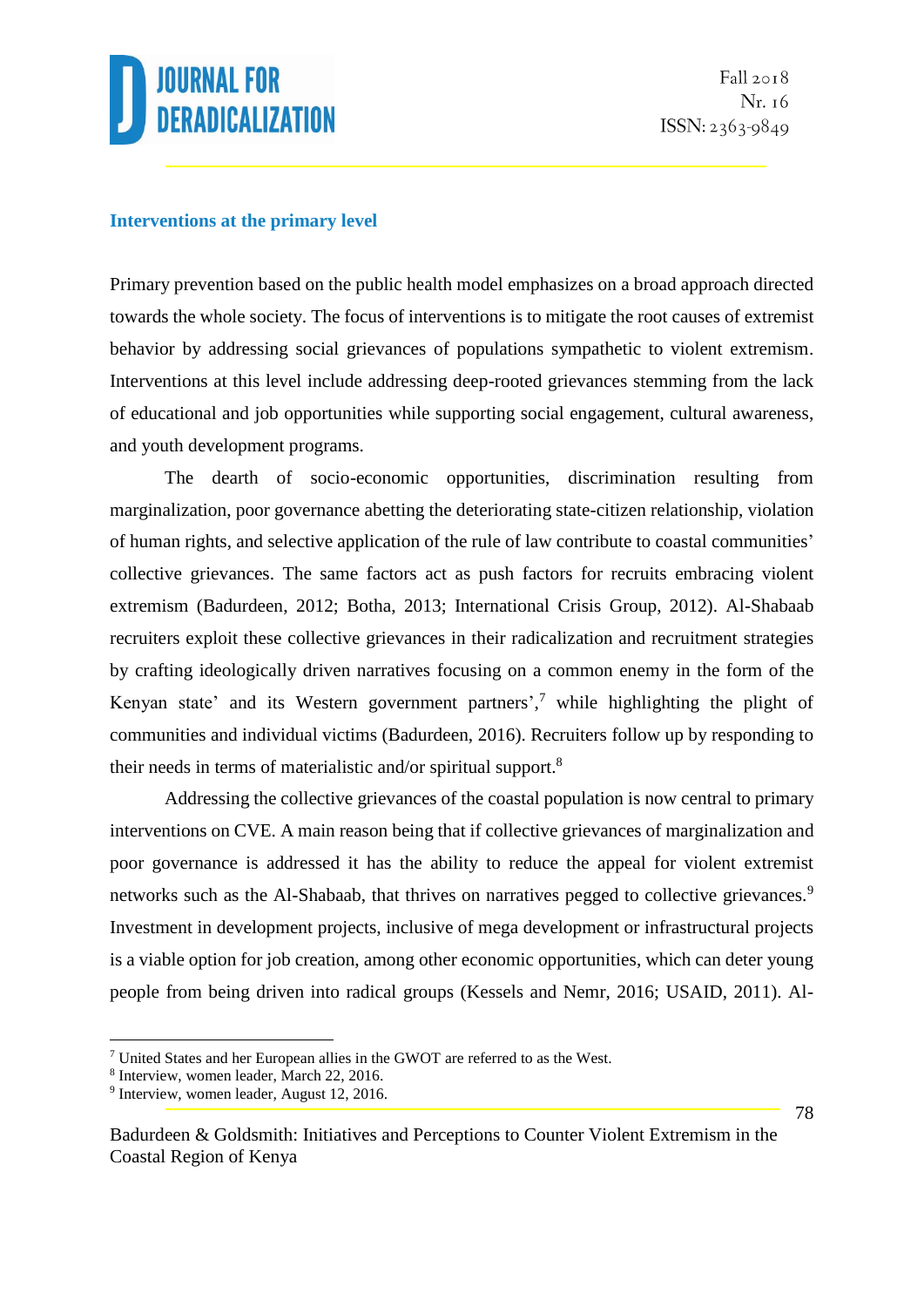### Interventions at the primary level

Primary prevention based on the public health model emphasizes on a broad approach directed towards the whole society. The focus of interventions is to mitigate the root causes of extremist behavior by addressing social grievances of populations sympathetic to violent extremism. Interventions at this level include addressing deep-rooted grievances stemming from the lack of educational and job opportunities while supporting social engagement, cultural awareness, and youth development programs.

The dearth of socio-economic opportunities, discrimination resulting from marginalization, poor governance abetting the deteriorating state-citizen relationship, violation of human rights, and selective application of the rule of law contribute to coastal communities' collective grievances. The same factors act as push factors for recruits embracing violent extremism (Badurdeen, 2012; Botha, 2013; International Crisis Group, 2012). Al-Shabaab recruiters exploit these collective grievances in their radicalization and recruitment strategies by crafting ideologically driven narratives focusing on a common enemy in the form of the Kenyan state' and its Western government partners',[7] while highlighting the plight of communities and individual victims (Badurdeen, 2016). Recruiters follow up by responding to their needs in terms of materialistic and/or spiritual support.[8]

Addressing the collective grievances of the coastal population is now central to primary interventions on CVE. A main reason being that if collective grievances of marginalization and poor governance is addressed it has the ability to reduce the appeal for violent extremist networks such as the Al-Shabaab, that thrives on narratives pegged to collective grievances.[9] Investment in development projects, inclusive of mega development or infrastructural projects is a viable option for job creation, among other economic opportunities, which can deter young people from being driven into radical groups (Kessels and Nemr, 2016; USAID, 2011). Al-

---

[7] United States and her European allies in the GWOT are referred to as the West.

[8] Interview, women leader, March 22, 2016.

[9] Interview, women leader, August 12, 2016.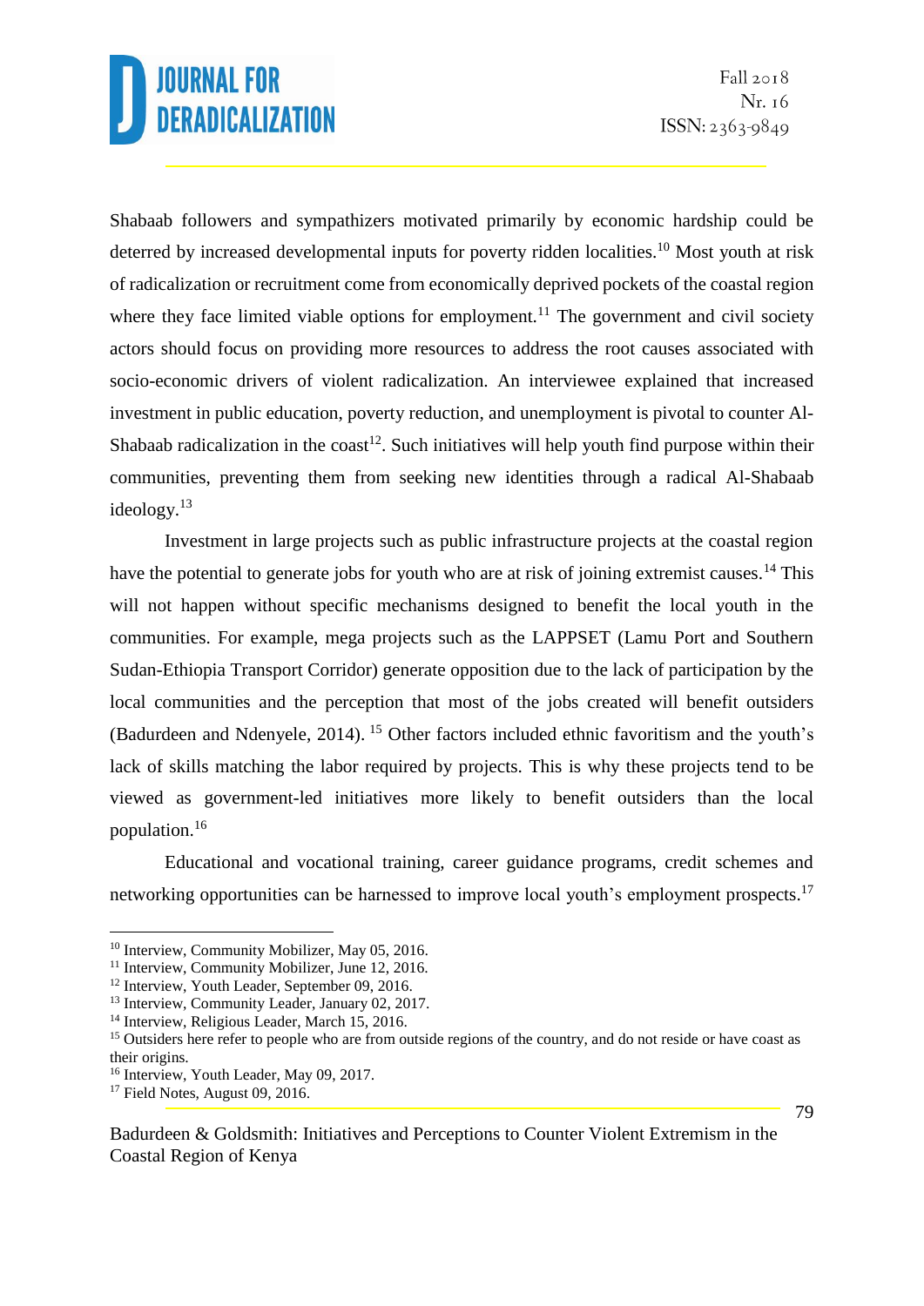Shabaab followers and sympathizers motivated primarily by economic hardship could be deterred by increased developmental inputs for poverty ridden localities.[10] Most youth at risk of radicalization or recruitment come from economically deprived pockets of the coastal region where they face limited viable options for employment.[11] The government and civil society actors should focus on providing more resources to address the root causes associated with socio-economic drivers of violent radicalization. An interviewee explained that increased investment in public education, poverty reduction, and unemployment is pivotal to counter Al-Shabaab radicalization in the coast[12]. Such initiatives will help youth find purpose within their communities, preventing them from seeking new identities through a radical Al-Shabaab ideology.[13]

Investment in large projects such as public infrastructure projects at the coastal region have the potential to generate jobs for youth who are at risk of joining extremist causes.[14] This will not happen without specific mechanisms designed to benefit the local youth in the communities. For example, mega projects such as the LAPPSET (Lamu Port and Southern Sudan-Ethiopia Transport Corridor) generate opposition due to the lack of participation by the local communities and the perception that most of the jobs created will benefit outsiders (Badurdeen and Ndenyele, 2014). [15] Other factors included ethnic favoritism and the youth's lack of skills matching the labor required by projects. This is why these projects tend to be viewed as government-led initiatives more likely to benefit outsiders than the local population.[16]

Educational and vocational training, career guidance programs, credit schemes and networking opportunities can be harnessed to improve local youth's employment prospects.[17]

---

[10] Interview, Community Mobilizer, May 05, 2016.

[11] Interview, Community Mobilizer, June 12, 2016.

[12] Interview, Youth Leader, September 09, 2016.

[13] Interview, Community Leader, January 02, 2017.

[14] Interview, Religious Leader, March 15, 2016.

[15] Outsiders here refer to people who are from outside regions of the country, and do not reside or have coast as their origins.

[16] Interview, Youth Leader, May 09, 2017.

[17] Field Notes, August 09, 2016.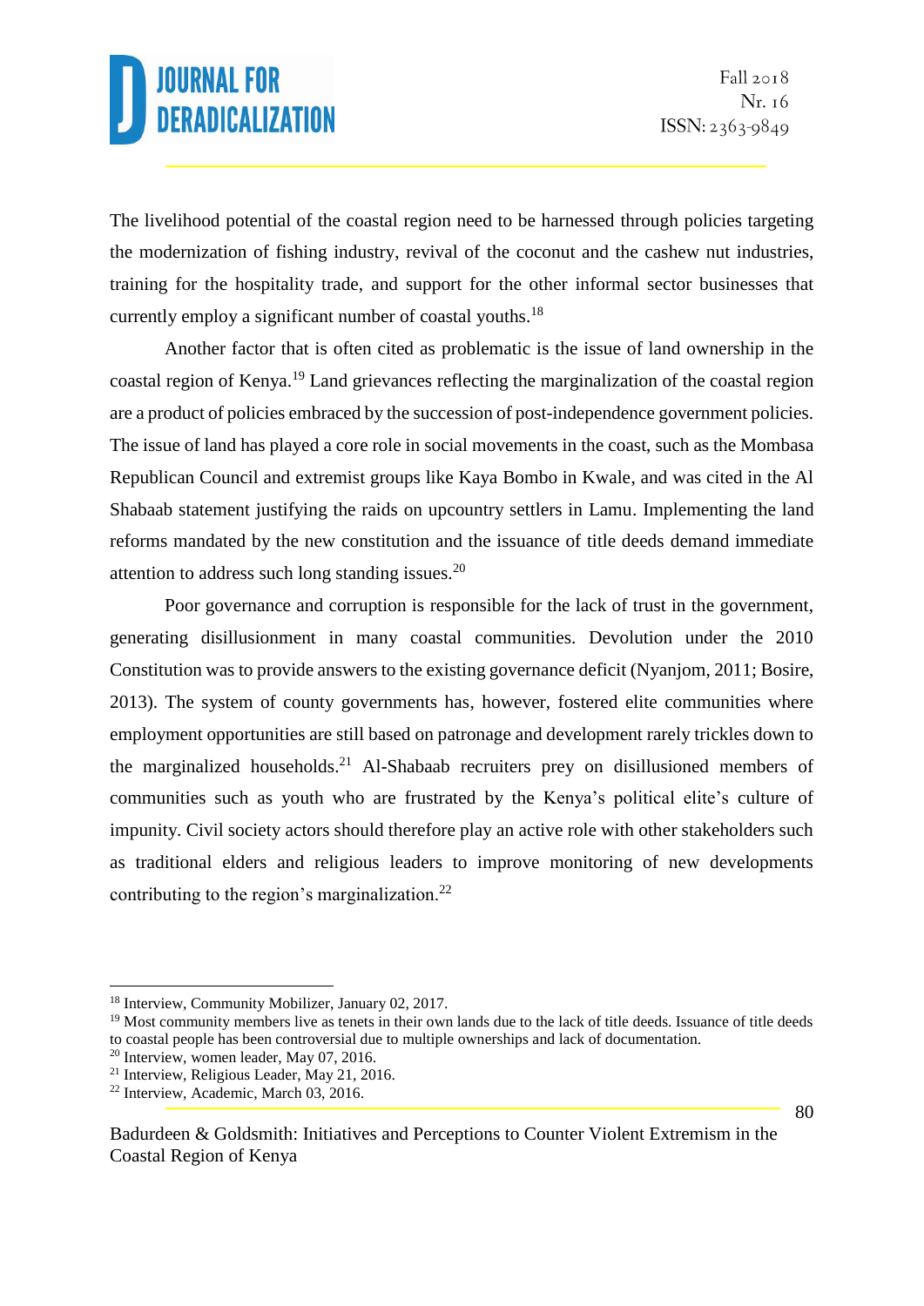The livelihood potential of the coastal region need to be harnessed through policies targeting the modernization of fishing industry, revival of the coconut and the cashew nut industries, training for the hospitality trade, and support for the other informal sector businesses that currently employ a significant number of coastal youths.[18]

Another factor that is often cited as problematic is the issue of land ownership in the coastal region of Kenya.[19] Land grievances reflecting the marginalization of the coastal region are a product of policies embraced by the succession of post-independence government policies. The issue of land has played a core role in social movements in the coast, such as the Mombasa Republican Council and extremist groups like Kaya Bombo in Kwale, and was cited in the Al Shabaab statement justifying the raids on upcountry settlers in Lamu. Implementing the land reforms mandated by the new constitution and the issuance of title deeds demand immediate attention to address such long standing issues.[20]

Poor governance and corruption is responsible for the lack of trust in the government, generating disillusionment in many coastal communities. Devolution under the 2010 Constitution was to provide answers to the existing governance deficit (Nyanjom, 2011; Bosire, 2013). The system of county governments has, however, fostered elite communities where employment opportunities are still based on patronage and development rarely trickles down to the marginalized households.[21] Al-Shabaab recruiters prey on disillusioned members of communities such as youth who are frustrated by the Kenya's political elite's culture of impunity. Civil society actors should therefore play an active role with other stakeholders such as traditional elders and religious leaders to improve monitoring of new developments contributing to the region's marginalization.[22]

---

[18] Interview, Community Mobilizer, January 02, 2017.

[19] Most community members live as tenets in their own lands due to the lack of title deeds. Issuance of title deeds to coastal people has been controversial due to multiple ownerships and lack of documentation.

[20] Interview, women leader, May 07, 2016.

[21] Interview, Religious Leader, May 21, 2016.

[22] Interview, Academic, March 03, 2016.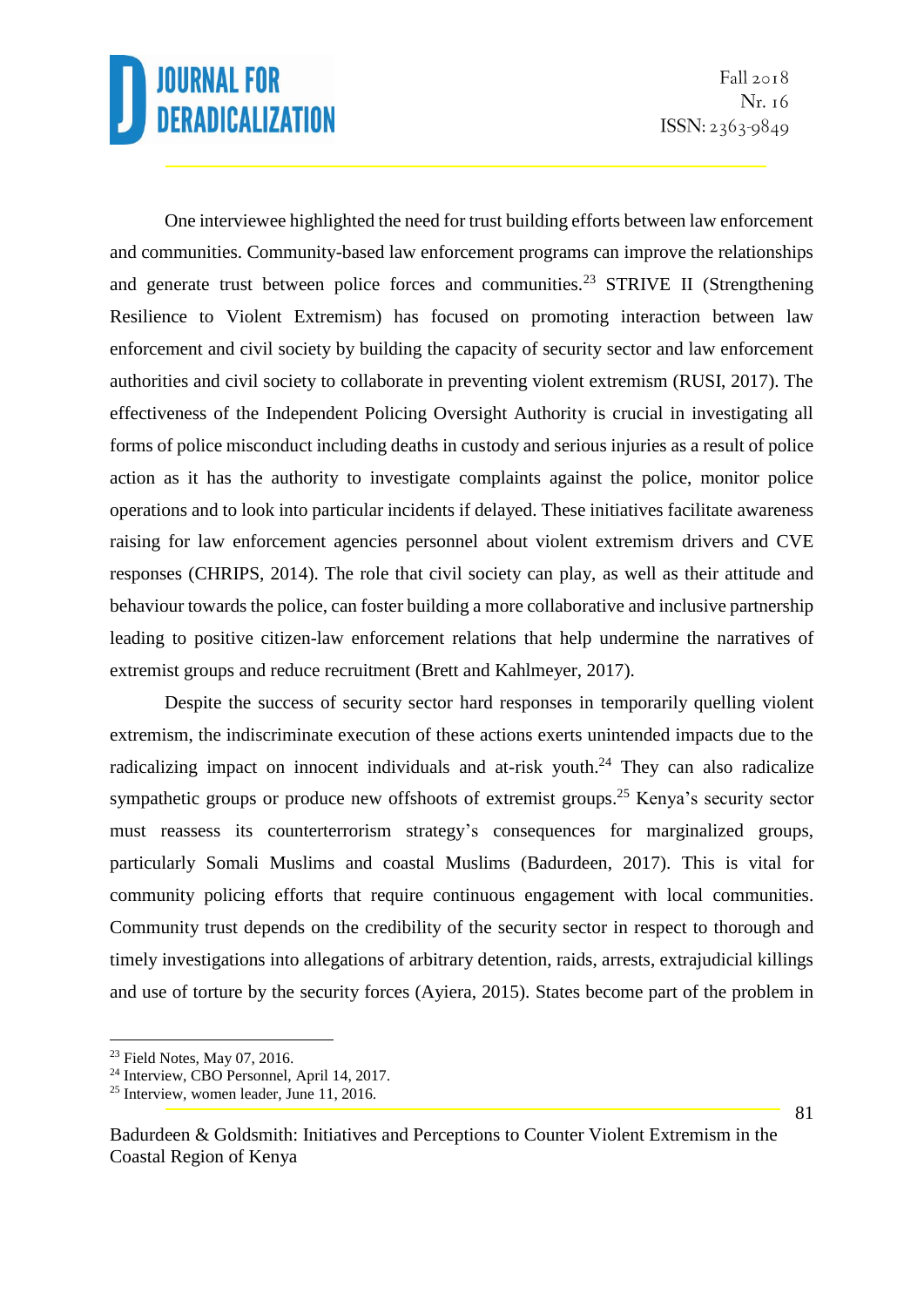One interviewee highlighted the need for trust building efforts between law enforcement and communities. Community-based law enforcement programs can improve the relationships and generate trust between police forces and communities.[23] STRIVE II (Strengthening Resilience to Violent Extremism) has focused on promoting interaction between law enforcement and civil society by building the capacity of security sector and law enforcement authorities and civil society to collaborate in preventing violent extremism (RUSI, 2017). The effectiveness of the Independent Policing Oversight Authority is crucial in investigating all forms of police misconduct including deaths in custody and serious injuries as a result of police action as it has the authority to investigate complaints against the police, monitor police operations and to look into particular incidents if delayed. These initiatives facilitate awareness raising for law enforcement agencies personnel about violent extremism drivers and CVE responses (CHRIPS, 2014). The role that civil society can play, as well as their attitude and behaviour towards the police, can foster building a more collaborative and inclusive partnership leading to positive citizen-law enforcement relations that help undermine the narratives of extremist groups and reduce recruitment (Brett and Kahlmeyer, 2017).

Despite the success of security sector hard responses in temporarily quelling violent extremism, the indiscriminate execution of these actions exerts unintended impacts due to the radicalizing impact on innocent individuals and at-risk youth.[24] They can also radicalize sympathetic groups or produce new offshoots of extremist groups.[25] Kenya's security sector must reassess its counterterrorism strategy's consequences for marginalized groups, particularly Somali Muslims and coastal Muslims (Badurdeen, 2017). This is vital for community policing efforts that require continuous engagement with local communities. Community trust depends on the credibility of the security sector in respect to thorough and timely investigations into allegations of arbitrary detention, raids, arrests, extrajudicial killings and use of torture by the security forces (Ayiera, 2015). States become part of the problem in

[23] Field Notes, May 07, 2016.

[24] Interview, CBO Personnel, April 14, 2017.

[25] Interview, women leader, June 11, 2016.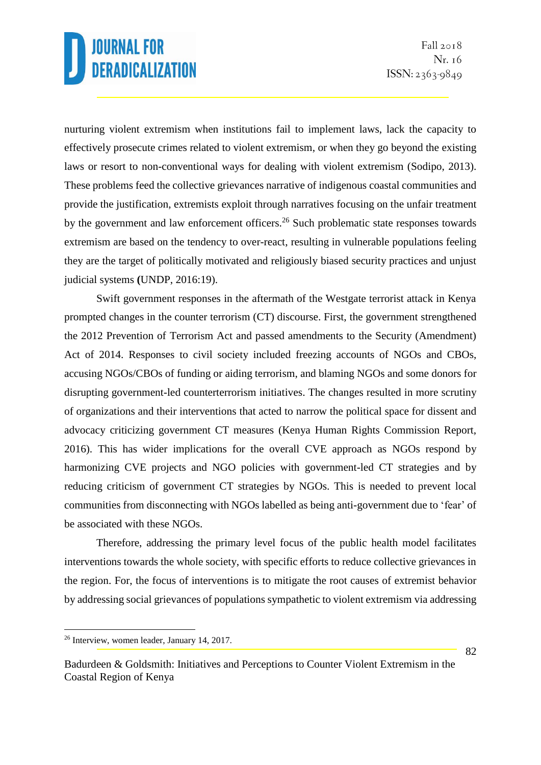nurturing violent extremism when institutions fail to implement laws, lack the capacity to effectively prosecute crimes related to violent extremism, or when they go beyond the existing laws or resort to non-conventional ways for dealing with violent extremism (Sodipo, 2013). These problems feed the collective grievances narrative of indigenous coastal communities and provide the justification, extremists exploit through narratives focusing on the unfair treatment by the government and law enforcement officers.[26] Such problematic state responses towards extremism are based on the tendency to over-react, resulting in vulnerable populations feeling they are the target of politically motivated and religiously biased security practices and unjust judicial systems **(**UNDP, 2016:19).

Swift government responses in the aftermath of the Westgate terrorist attack in Kenya prompted changes in the counter terrorism (CT) discourse. First, the government strengthened the 2012 Prevention of Terrorism Act and passed amendments to the Security (Amendment) Act of 2014. Responses to civil society included freezing accounts of NGOs and CBOs, accusing NGOs/CBOs of funding or aiding terrorism, and blaming NGOs and some donors for disrupting government-led counterterrorism initiatives. The changes resulted in more scrutiny of organizations and their interventions that acted to narrow the political space for dissent and advocacy criticizing government CT measures (Kenya Human Rights Commission Report, 2016). This has wider implications for the overall CVE approach as NGOs respond by harmonizing CVE projects and NGO policies with government-led CT strategies and by reducing criticism of government CT strategies by NGOs. This is needed to prevent local communities from disconnecting with NGOs labelled as being anti-government due to 'fear' of be associated with these NGOs.

Therefore, addressing the primary level focus of the public health model facilitates interventions towards the whole society, with specific efforts to reduce collective grievances in the region. For, the focus of interventions is to mitigate the root causes of extremist behavior by addressing social grievances of populations sympathetic to violent extremism via addressing

---

[26] Interview, women leader, January 14, 2017.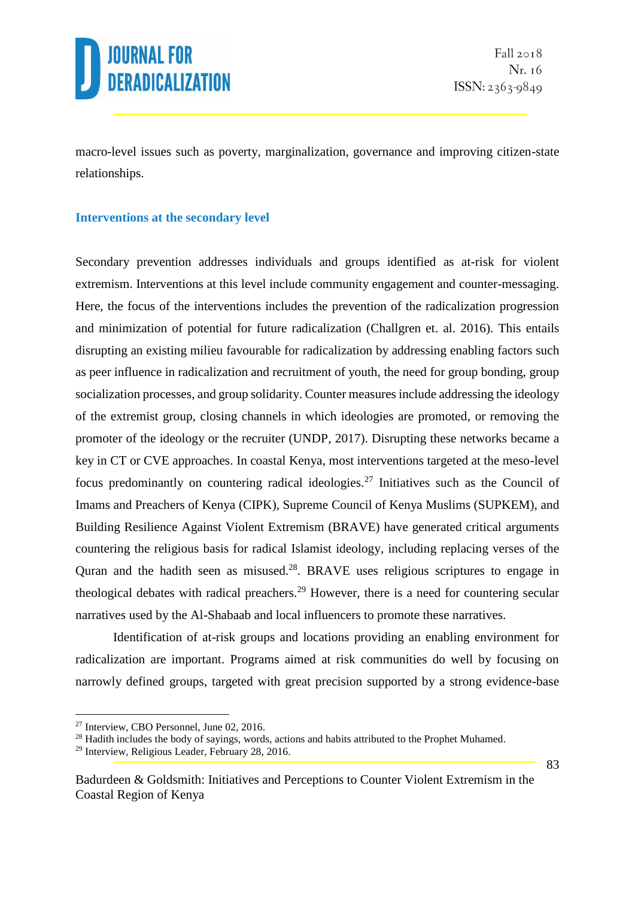macro-level issues such as poverty, marginalization, governance and improving citizen-state relationships.

### Interventions at the secondary level

Secondary prevention addresses individuals and groups identified as at-risk for violent extremism. Interventions at this level include community engagement and counter-messaging. Here, the focus of the interventions includes the prevention of the radicalization progression and minimization of potential for future radicalization (Challgren et. al. 2016). This entails disrupting an existing milieu favourable for radicalization by addressing enabling factors such as peer influence in radicalization and recruitment of youth, the need for group bonding, group socialization processes, and group solidarity. Counter measures include addressing the ideology of the extremist group, closing channels in which ideologies are promoted, or removing the promoter of the ideology or the recruiter (UNDP, 2017). Disrupting these networks became a key in CT or CVE approaches. In coastal Kenya, most interventions targeted at the meso-level focus predominantly on countering radical ideologies.[27] Initiatives such as the Council of Imams and Preachers of Kenya (CIPK), Supreme Council of Kenya Muslims (SUPKEM), and Building Resilience Against Violent Extremism (BRAVE) have generated critical arguments countering the religious basis for radical Islamist ideology, including replacing verses of the Quran and the hadith seen as misused.[28]. BRAVE uses religious scriptures to engage in theological debates with radical preachers.[29] However, there is a need for countering secular narratives used by the Al-Shabaab and local influencers to promote these narratives.

Identification of at-risk groups and locations providing an enabling environment for radicalization are important. Programs aimed at risk communities do well by focusing on narrowly defined groups, targeted with great precision supported by a strong evidence-base

[27] Interview, CBO Personnel, June 02, 2016.

[28] Hadith includes the body of sayings, words, actions and habits attributed to the Prophet Muhamed.

[29] Interview, Religious Leader, February 28, 2016.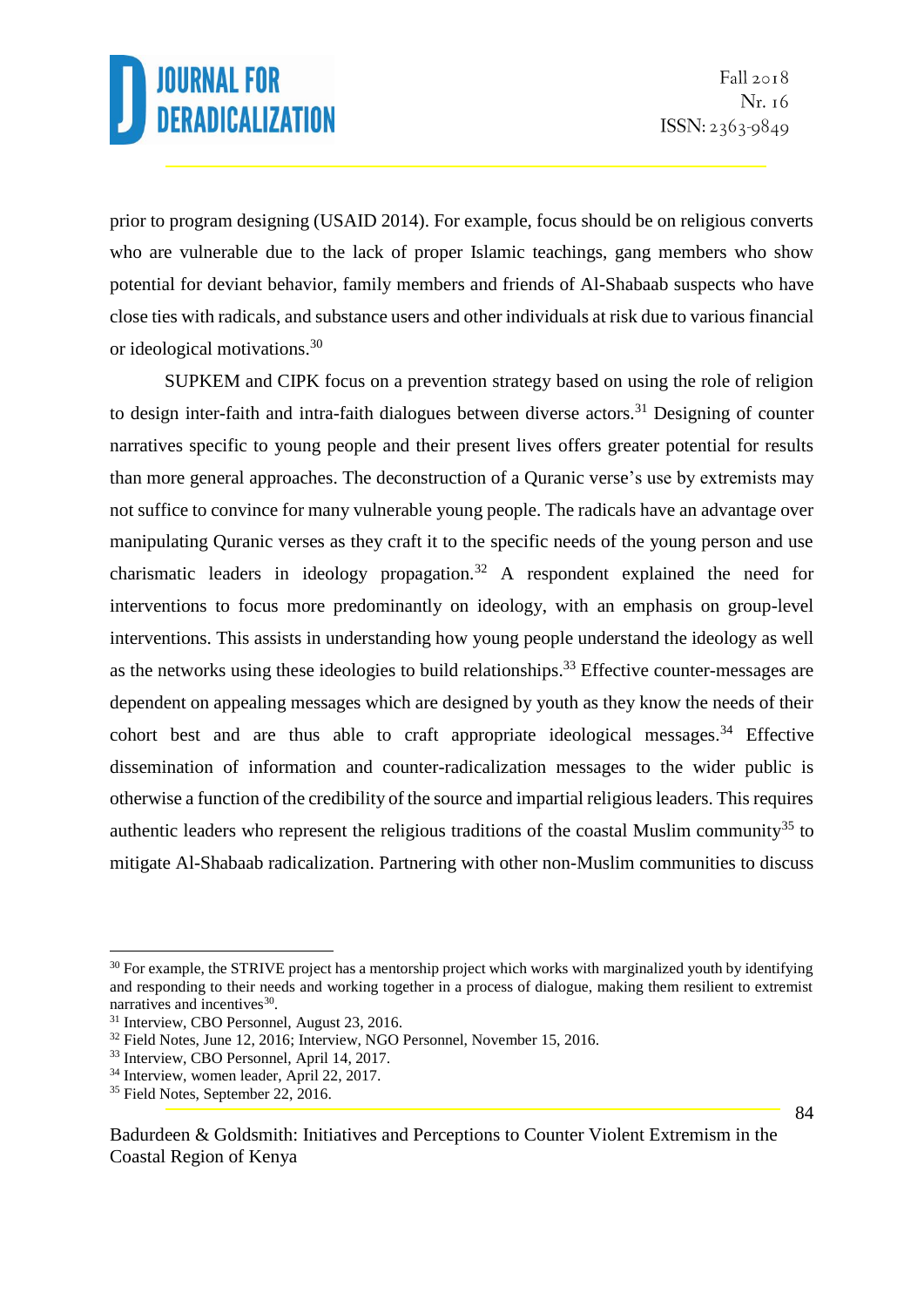prior to program designing (USAID 2014). For example, focus should be on religious converts who are vulnerable due to the lack of proper Islamic teachings, gang members who show potential for deviant behavior, family members and friends of Al-Shabaab suspects who have close ties with radicals, and substance users and other individuals at risk due to various financial or ideological motivations.[30]

SUPKEM and CIPK focus on a prevention strategy based on using the role of religion to design inter-faith and intra-faith dialogues between diverse actors.[31] Designing of counter narratives specific to young people and their present lives offers greater potential for results than more general approaches. The deconstruction of a Quranic verse's use by extremists may not suffice to convince for many vulnerable young people. The radicals have an advantage over manipulating Quranic verses as they craft it to the specific needs of the young person and use charismatic leaders in ideology propagation.[32] A respondent explained the need for interventions to focus more predominantly on ideology, with an emphasis on group-level interventions. This assists in understanding how young people understand the ideology as well as the networks using these ideologies to build relationships.[33] Effective counter-messages are dependent on appealing messages which are designed by youth as they know the needs of their cohort best and are thus able to craft appropriate ideological messages.[34] Effective dissemination of information and counter-radicalization messages to the wider public is otherwise a function of the credibility of the source and impartial religious leaders. This requires authentic leaders who represent the religious traditions of the coastal Muslim community[35] to mitigate Al-Shabaab radicalization. Partnering with other non-Muslim communities to discuss

---

[30] For example, the STRIVE project has a mentorship project which works with marginalized youth by identifying and responding to their needs and working together in a process of dialogue, making them resilient to extremist narratives and incentives[30].

[31] Interview, CBO Personnel, August 23, 2016.

[32] Field Notes, June 12, 2016; Interview, NGO Personnel, November 15, 2016.

[33] Interview, CBO Personnel, April 14, 2017.

[34] Interview, women leader, April 22, 2017.

[35] Field Notes, September 22, 2016.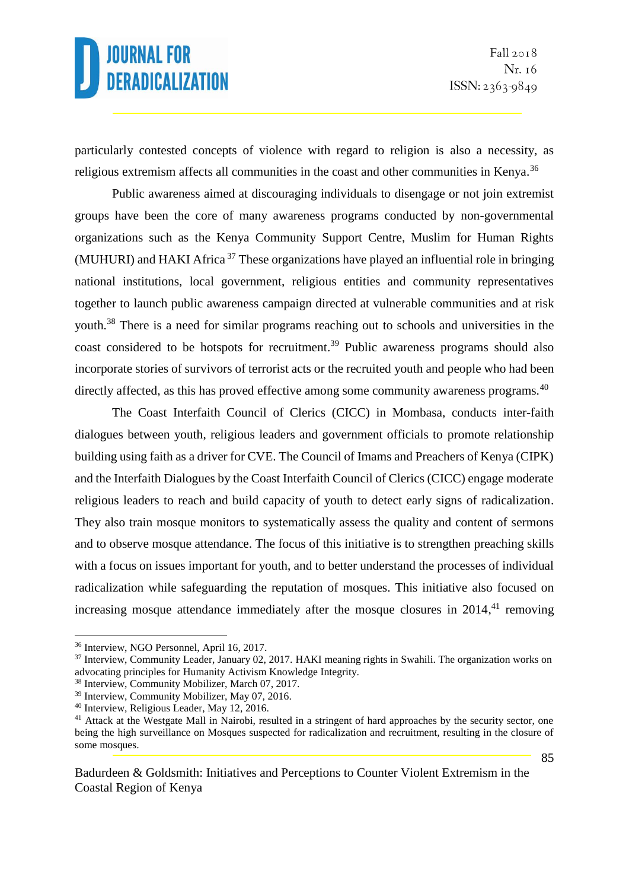particularly contested concepts of violence with regard to religion is also a necessity, as religious extremism affects all communities in the coast and other communities in Kenya.[36]

Public awareness aimed at discouraging individuals to disengage or not join extremist groups have been the core of many awareness programs conducted by non-governmental organizations such as the Kenya Community Support Centre, Muslim for Human Rights (MUHURI) and HAKI Africa [37] These organizations have played an influential role in bringing national institutions, local government, religious entities and community representatives together to launch public awareness campaign directed at vulnerable communities and at risk youth.[38] There is a need for similar programs reaching out to schools and universities in the coast considered to be hotspots for recruitment.[39] Public awareness programs should also incorporate stories of survivors of terrorist acts or the recruited youth and people who had been directly affected, as this has proved effective among some community awareness programs.[40]

The Coast Interfaith Council of Clerics (CICC) in Mombasa, conducts inter-faith dialogues between youth, religious leaders and government officials to promote relationship building using faith as a driver for CVE. The Council of Imams and Preachers of Kenya (CIPK) and the Interfaith Dialogues by the Coast Interfaith Council of Clerics (CICC) engage moderate religious leaders to reach and build capacity of youth to detect early signs of radicalization. They also train mosque monitors to systematically assess the quality and content of sermons and to observe mosque attendance. The focus of this initiative is to strengthen preaching skills with a focus on issues important for youth, and to better understand the processes of individual radicalization while safeguarding the reputation of mosques. This initiative also focused on increasing mosque attendance immediately after the mosque closures in 2014,[41] removing

---

[36] Interview, NGO Personnel, April 16, 2017.

[37] Interview, Community Leader, January 02, 2017. HAKI meaning rights in Swahili. The organization works on advocating principles for Humanity Activism Knowledge Integrity.

[38] Interview, Community Mobilizer, March 07, 2017.

[39] Interview, Community Mobilizer, May 07, 2016.

[40] Interview, Religious Leader, May 12, 2016.

[41] Attack at the Westgate Mall in Nairobi, resulted in a stringent of hard approaches by the security sector, one being the high surveillance on Mosques suspected for radicalization and recruitment, resulting in the closure of some mosques.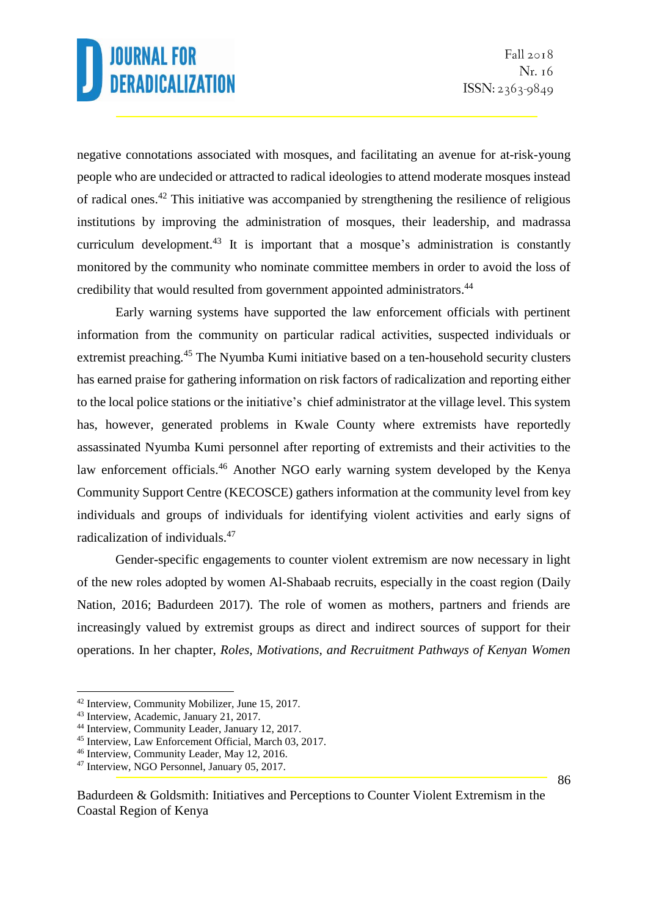negative connotations associated with mosques, and facilitating an avenue for at-risk-young people who are undecided or attracted to radical ideologies to attend moderate mosques instead of radical ones.[42] This initiative was accompanied by strengthening the resilience of religious institutions by improving the administration of mosques, their leadership, and madrassa curriculum development.[43] It is important that a mosque's administration is constantly monitored by the community who nominate committee members in order to avoid the loss of credibility that would resulted from government appointed administrators.[44]

Early warning systems have supported the law enforcement officials with pertinent information from the community on particular radical activities, suspected individuals or extremist preaching.[45] The Nyumba Kumi initiative based on a ten-household security clusters has earned praise for gathering information on risk factors of radicalization and reporting either to the local police stations or the initiative's chief administrator at the village level. This system has, however, generated problems in Kwale County where extremists have reportedly assassinated Nyumba Kumi personnel after reporting of extremists and their activities to the law enforcement officials.[46] Another NGO early warning system developed by the Kenya Community Support Centre (KECOSCE) gathers information at the community level from key individuals and groups of individuals for identifying violent activities and early signs of radicalization of individuals.[47]

Gender-specific engagements to counter violent extremism are now necessary in light of the new roles adopted by women Al-Shabaab recruits, especially in the coast region (Daily Nation, 2016; Badurdeen 2017). The role of women as mothers, partners and friends are increasingly valued by extremist groups as direct and indirect sources of support for their operations. In her chapter, *Roles, Motivations, and Recruitment Pathways of Kenyan Women*

[42] Interview, Community Mobilizer, June 15, 2017.
[43] Interview, Academic, January 21, 2017.
[44] Interview, Community Leader, January 12, 2017.
[45] Interview, Law Enforcement Official, March 03, 2017.
[46] Interview, Community Leader, May 12, 2016.
[47] Interview, NGO Personnel, January 05, 2017.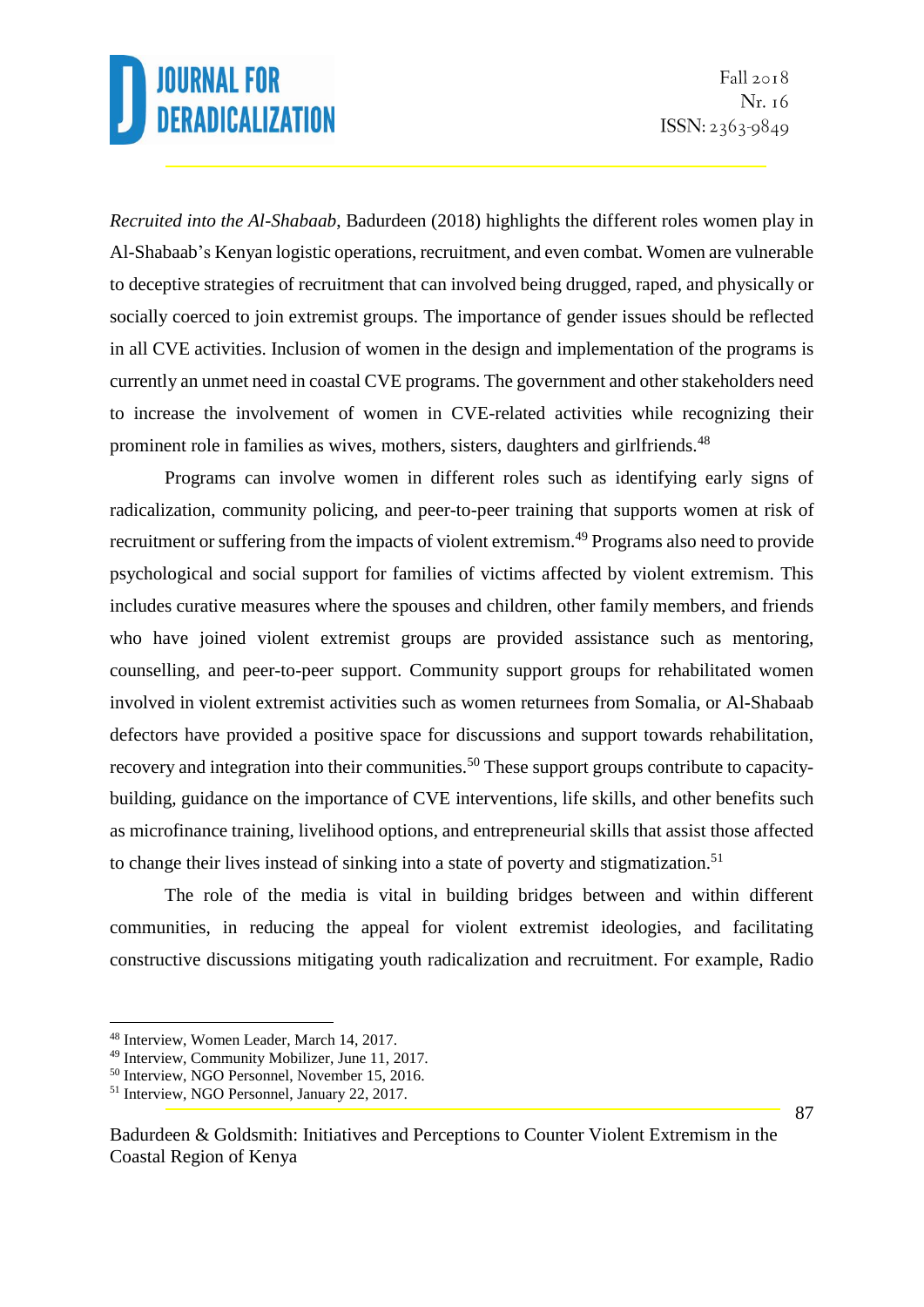*Recruited into the Al-Shabaab*, Badurdeen (2018) highlights the different roles women play in Al-Shabaab's Kenyan logistic operations, recruitment, and even combat. Women are vulnerable to deceptive strategies of recruitment that can involved being drugged, raped, and physically or socially coerced to join extremist groups. The importance of gender issues should be reflected in all CVE activities. Inclusion of women in the design and implementation of the programs is currently an unmet need in coastal CVE programs. The government and other stakeholders need to increase the involvement of women in CVE-related activities while recognizing their prominent role in families as wives, mothers, sisters, daughters and girlfriends.[48]

Programs can involve women in different roles such as identifying early signs of radicalization, community policing, and peer-to-peer training that supports women at risk of recruitment or suffering from the impacts of violent extremism.[49] Programs also need to provide psychological and social support for families of victims affected by violent extremism. This includes curative measures where the spouses and children, other family members, and friends who have joined violent extremist groups are provided assistance such as mentoring, counselling, and peer-to-peer support. Community support groups for rehabilitated women involved in violent extremist activities such as women returnees from Somalia, or Al-Shabaab defectors have provided a positive space for discussions and support towards rehabilitation, recovery and integration into their communities.[50] These support groups contribute to capacity-building, guidance on the importance of CVE interventions, life skills, and other benefits such as microfinance training, livelihood options, and entrepreneurial skills that assist those affected to change their lives instead of sinking into a state of poverty and stigmatization.[51]

The role of the media is vital in building bridges between and within different communities, in reducing the appeal for violent extremist ideologies, and facilitating constructive discussions mitigating youth radicalization and recruitment. For example, Radio

[48] Interview, Women Leader, March 14, 2017.
[49] Interview, Community Mobilizer, June 11, 2017.
[50] Interview, NGO Personnel, November 15, 2016.
[51] Interview, NGO Personnel, January 22, 2017.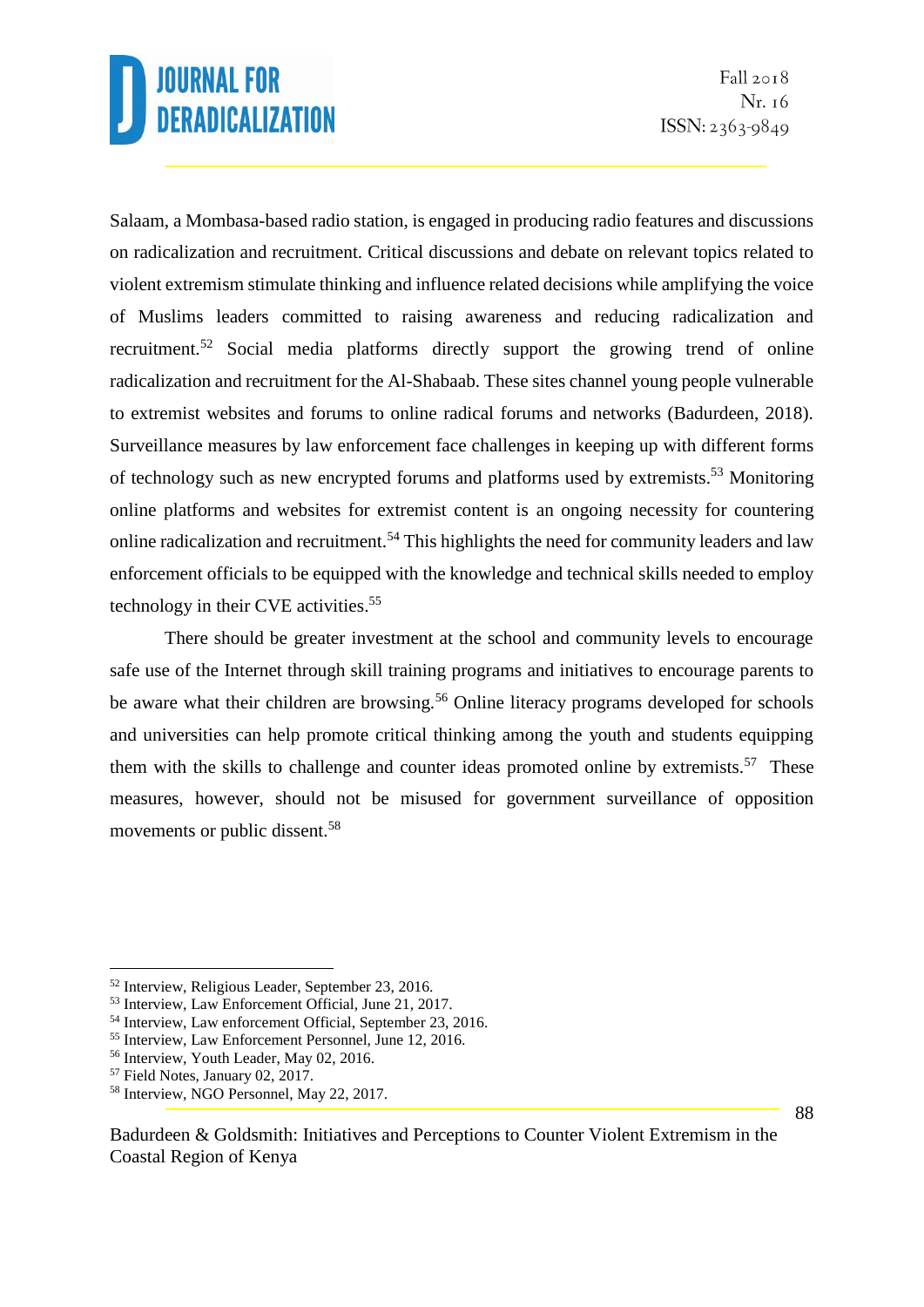Salaam, a Mombasa-based radio station, is engaged in producing radio features and discussions on radicalization and recruitment. Critical discussions and debate on relevant topics related to violent extremism stimulate thinking and influence related decisions while amplifying the voice of Muslims leaders committed to raising awareness and reducing radicalization and recruitment.[52] Social media platforms directly support the growing trend of online radicalization and recruitment for the Al-Shabaab. These sites channel young people vulnerable to extremist websites and forums to online radical forums and networks (Badurdeen, 2018). Surveillance measures by law enforcement face challenges in keeping up with different forms of technology such as new encrypted forums and platforms used by extremists.[53] Monitoring online platforms and websites for extremist content is an ongoing necessity for countering online radicalization and recruitment.[54] This highlights the need for community leaders and law enforcement officials to be equipped with the knowledge and technical skills needed to employ technology in their CVE activities.[55]

There should be greater investment at the school and community levels to encourage safe use of the Internet through skill training programs and initiatives to encourage parents to be aware what their children are browsing.[56] Online literacy programs developed for schools and universities can help promote critical thinking among the youth and students equipping them with the skills to challenge and counter ideas promoted online by extremists.[57] These measures, however, should not be misused for government surveillance of opposition movements or public dissent.[58]

---

[52] Interview, Religious Leader, September 23, 2016.
[53] Interview, Law Enforcement Official, June 21, 2017.
[54] Interview, Law enforcement Official, September 23, 2016.
[55] Interview, Law Enforcement Personnel, June 12, 2016.
[56] Interview, Youth Leader, May 02, 2016.
[57] Field Notes, January 02, 2017.
[58] Interview, NGO Personnel, May 22, 2017.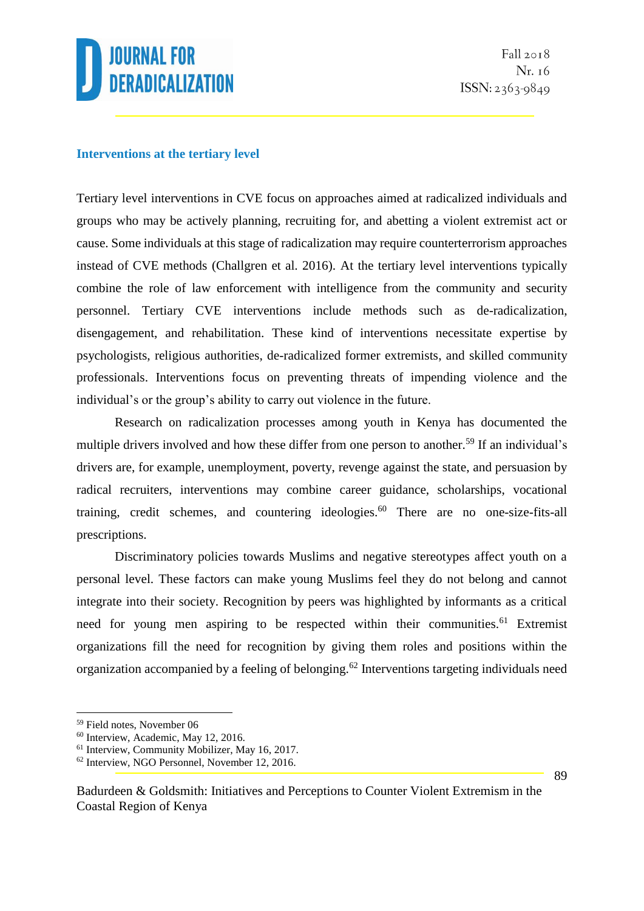### Interventions at the tertiary level

Tertiary level interventions in CVE focus on approaches aimed at radicalized individuals and groups who may be actively planning, recruiting for, and abetting a violent extremist act or cause. Some individuals at this stage of radicalization may require counterterrorism approaches instead of CVE methods (Challgren et al. 2016). At the tertiary level interventions typically combine the role of law enforcement with intelligence from the community and security personnel. Tertiary CVE interventions include methods such as de-radicalization, disengagement, and rehabilitation. These kind of interventions necessitate expertise by psychologists, religious authorities, de-radicalized former extremists, and skilled community professionals. Interventions focus on preventing threats of impending violence and the individual's or the group's ability to carry out violence in the future.

Research on radicalization processes among youth in Kenya has documented the multiple drivers involved and how these differ from one person to another.[59] If an individual's drivers are, for example, unemployment, poverty, revenge against the state, and persuasion by radical recruiters, interventions may combine career guidance, scholarships, vocational training, credit schemes, and countering ideologies.[60] There are no one-size-fits-all prescriptions.

Discriminatory policies towards Muslims and negative stereotypes affect youth on a personal level. These factors can make young Muslims feel they do not belong and cannot integrate into their society. Recognition by peers was highlighted by informants as a critical need for young men aspiring to be respected within their communities.[61] Extremist organizations fill the need for recognition by giving them roles and positions within the organization accompanied by a feeling of belonging.[62] Interventions targeting individuals need

[59] Field notes, November 06

[60] Interview, Academic, May 12, 2016.

[61] Interview, Community Mobilizer, May 16, 2017.

[62] Interview, NGO Personnel, November 12, 2016.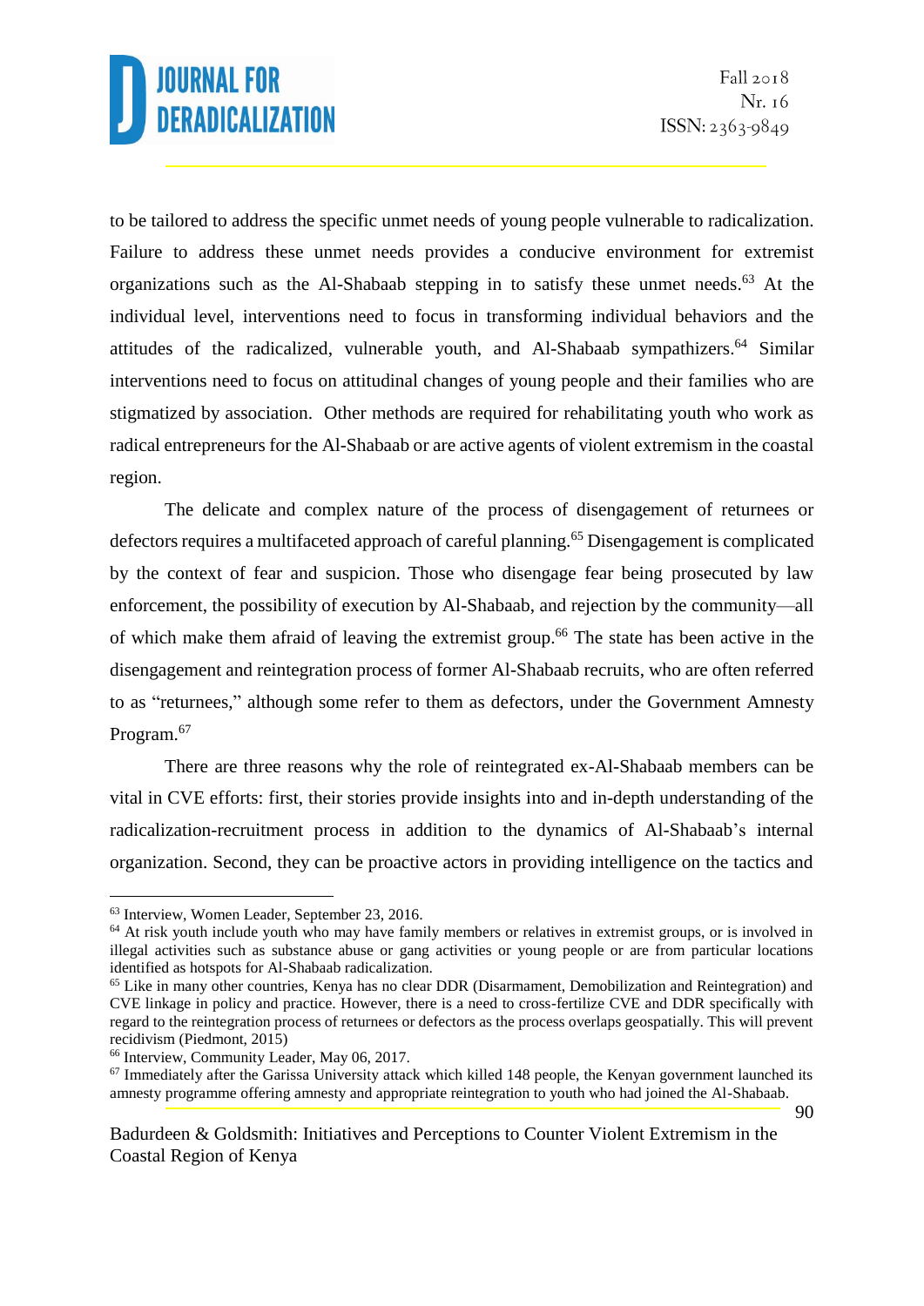to be tailored to address the specific unmet needs of young people vulnerable to radicalization. Failure to address these unmet needs provides a conducive environment for extremist organizations such as the Al-Shabaab stepping in to satisfy these unmet needs.[63] At the individual level, interventions need to focus in transforming individual behaviors and the attitudes of the radicalized, vulnerable youth, and Al-Shabaab sympathizers.[64] Similar interventions need to focus on attitudinal changes of young people and their families who are stigmatized by association. Other methods are required for rehabilitating youth who work as radical entrepreneurs for the Al-Shabaab or are active agents of violent extremism in the coastal region.

The delicate and complex nature of the process of disengagement of returnees or defectors requires a multifaceted approach of careful planning.[65] Disengagement is complicated by the context of fear and suspicion. Those who disengage fear being prosecuted by law enforcement, the possibility of execution by Al-Shabaab, and rejection by the community—all of which make them afraid of leaving the extremist group.[66] The state has been active in the disengagement and reintegration process of former Al-Shabaab recruits, who are often referred to as "returnees," although some refer to them as defectors, under the Government Amnesty Program.[67]

There are three reasons why the role of reintegrated ex-Al-Shabaab members can be vital in CVE efforts: first, their stories provide insights into and in-depth understanding of the radicalization-recruitment process in addition to the dynamics of Al-Shabaab's internal organization. Second, they can be proactive actors in providing intelligence on the tactics and

---

[63] Interview, Women Leader, September 23, 2016.

[64] At risk youth include youth who may have family members or relatives in extremist groups, or is involved in illegal activities such as substance abuse or gang activities or young people or are from particular locations identified as hotspots for Al-Shabaab radicalization.

[65] Like in many other countries, Kenya has no clear DDR (Disarmament, Demobilization and Reintegration) and CVE linkage in policy and practice. However, there is a need to cross-fertilize CVE and DDR specifically with regard to the reintegration process of returnees or defectors as the process overlaps geospatially. This will prevent recidivism (Piedmont, 2015)

[66] Interview, Community Leader, May 06, 2017.

[67] Immediately after the Garissa University attack which killed 148 people, the Kenyan government launched its amnesty programme offering amnesty and appropriate reintegration to youth who had joined the Al-Shabaab.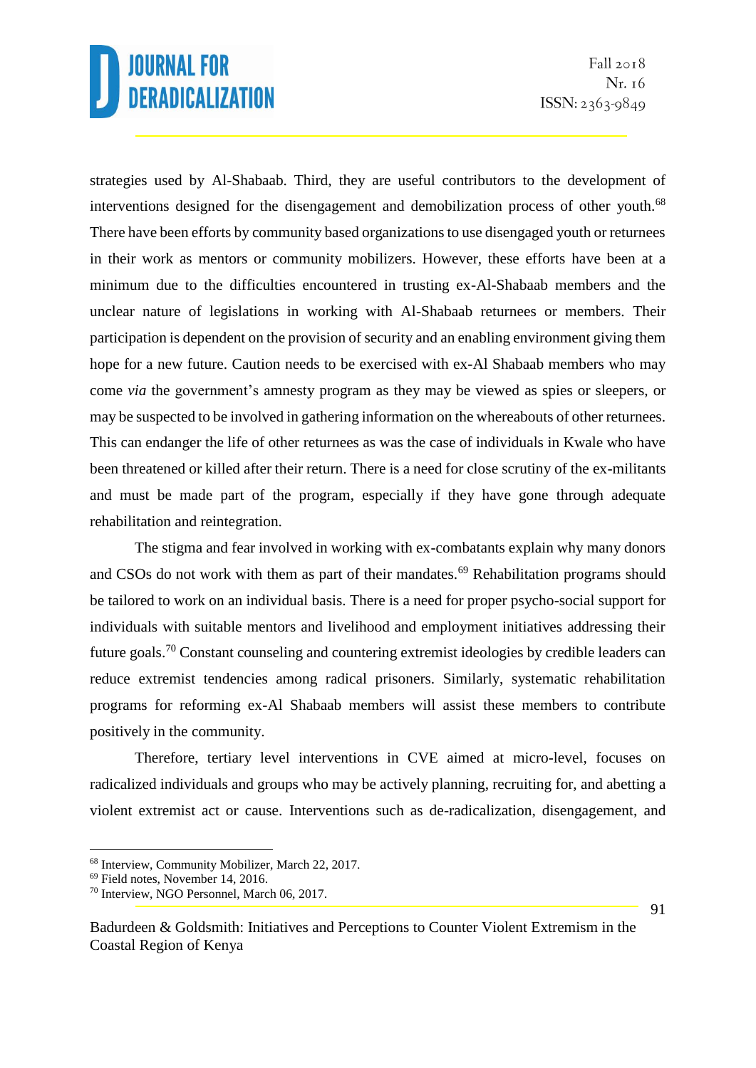strategies used by Al-Shabaab. Third, they are useful contributors to the development of interventions designed for the disengagement and demobilization process of other youth.[68] There have been efforts by community based organizations to use disengaged youth or returnees in their work as mentors or community mobilizers. However, these efforts have been at a minimum due to the difficulties encountered in trusting ex-Al-Shabaab members and the unclear nature of legislations in working with Al-Shabaab returnees or members. Their participation is dependent on the provision of security and an enabling environment giving them hope for a new future. Caution needs to be exercised with ex-Al Shabaab members who may come *via* the government's amnesty program as they may be viewed as spies or sleepers, or may be suspected to be involved in gathering information on the whereabouts of other returnees. This can endanger the life of other returnees as was the case of individuals in Kwale who have been threatened or killed after their return. There is a need for close scrutiny of the ex-militants and must be made part of the program, especially if they have gone through adequate rehabilitation and reintegration.

The stigma and fear involved in working with ex-combatants explain why many donors and CSOs do not work with them as part of their mandates.[69] Rehabilitation programs should be tailored to work on an individual basis. There is a need for proper psycho-social support for individuals with suitable mentors and livelihood and employment initiatives addressing their future goals.[70] Constant counseling and countering extremist ideologies by credible leaders can reduce extremist tendencies among radical prisoners. Similarly, systematic rehabilitation programs for reforming ex-Al Shabaab members will assist these members to contribute positively in the community.

Therefore, tertiary level interventions in CVE aimed at micro-level, focuses on radicalized individuals and groups who may be actively planning, recruiting for, and abetting a violent extremist act or cause. Interventions such as de-radicalization, disengagement, and

---

[68] Interview, Community Mobilizer, March 22, 2017.

[69] Field notes, November 14, 2016.

[70] Interview, NGO Personnel, March 06, 2017.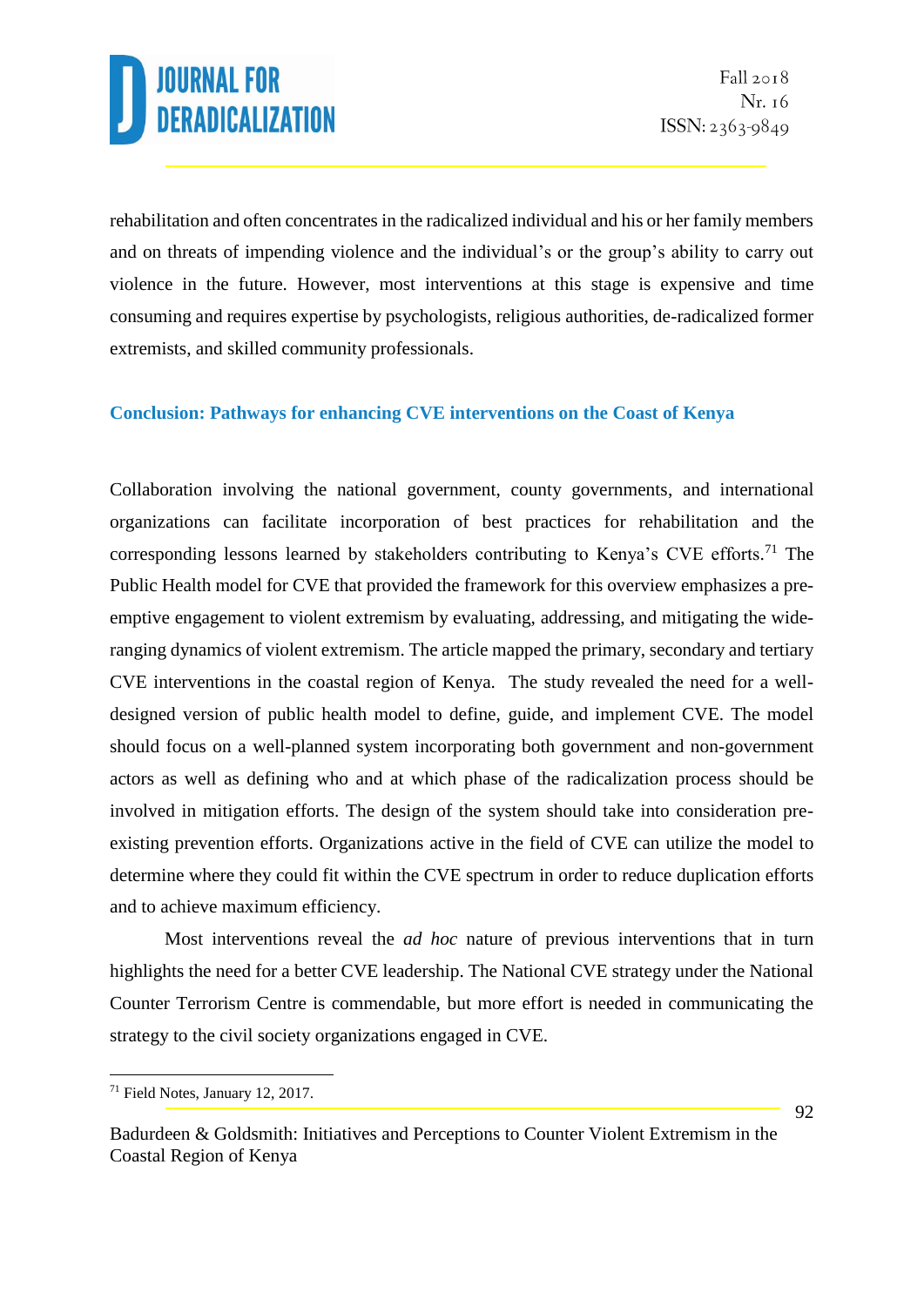rehabilitation and often concentrates in the radicalized individual and his or her family members and on threats of impending violence and the individual's or the group's ability to carry out violence in the future. However, most interventions at this stage is expensive and time consuming and requires expertise by psychologists, religious authorities, de-radicalized former extremists, and skilled community professionals.

## Conclusion: Pathways for enhancing CVE interventions on the Coast of Kenya

Collaboration involving the national government, county governments, and international organizations can facilitate incorporation of best practices for rehabilitation and the corresponding lessons learned by stakeholders contributing to Kenya's CVE efforts.[71] The Public Health model for CVE that provided the framework for this overview emphasizes a pre-emptive engagement to violent extremism by evaluating, addressing, and mitigating the wide-ranging dynamics of violent extremism. The article mapped the primary, secondary and tertiary CVE interventions in the coastal region of Kenya. The study revealed the need for a well-designed version of public health model to define, guide, and implement CVE. The model should focus on a well-planned system incorporating both government and non-government actors as well as defining who and at which phase of the radicalization process should be involved in mitigation efforts. The design of the system should take into consideration pre-existing prevention efforts. Organizations active in the field of CVE can utilize the model to determine where they could fit within the CVE spectrum in order to reduce duplication efforts and to achieve maximum efficiency.

Most interventions reveal the *ad hoc* nature of previous interventions that in turn highlights the need for a better CVE leadership. The National CVE strategy under the National Counter Terrorism Centre is commendable, but more effort is needed in communicating the strategy to the civil society organizations engaged in CVE.

[71] Field Notes, January 12, 2017.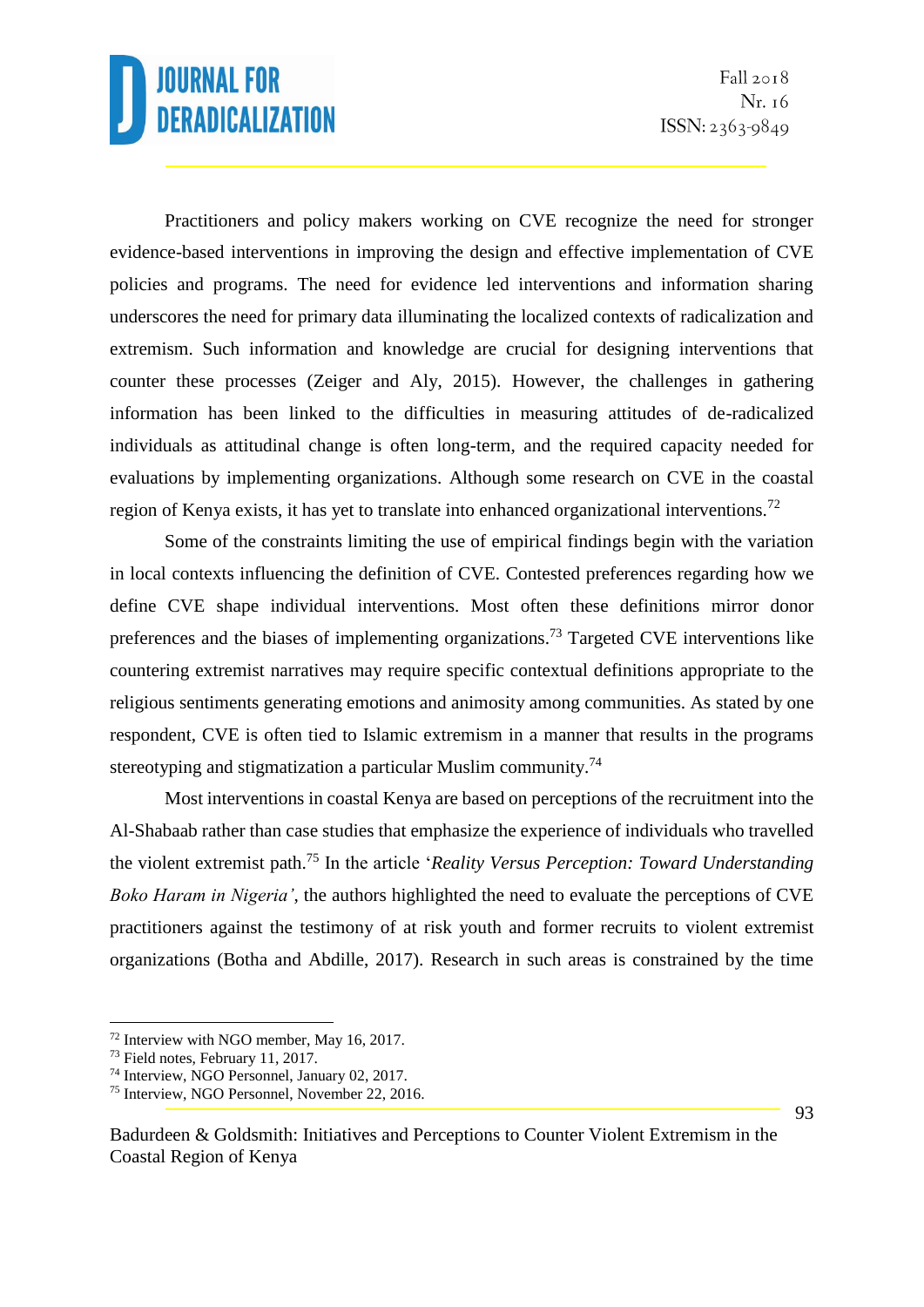Practitioners and policy makers working on CVE recognize the need for stronger evidence-based interventions in improving the design and effective implementation of CVE policies and programs. The need for evidence led interventions and information sharing underscores the need for primary data illuminating the localized contexts of radicalization and extremism. Such information and knowledge are crucial for designing interventions that counter these processes (Zeiger and Aly, 2015). However, the challenges in gathering information has been linked to the difficulties in measuring attitudes of de-radicalized individuals as attitudinal change is often long-term, and the required capacity needed for evaluations by implementing organizations. Although some research on CVE in the coastal region of Kenya exists, it has yet to translate into enhanced organizational interventions.[72]

Some of the constraints limiting the use of empirical findings begin with the variation in local contexts influencing the definition of CVE. Contested preferences regarding how we define CVE shape individual interventions. Most often these definitions mirror donor preferences and the biases of implementing organizations.[73] Targeted CVE interventions like countering extremist narratives may require specific contextual definitions appropriate to the religious sentiments generating emotions and animosity among communities. As stated by one respondent, CVE is often tied to Islamic extremism in a manner that results in the programs stereotyping and stigmatization a particular Muslim community.[74]

Most interventions in coastal Kenya are based on perceptions of the recruitment into the Al-Shabaab rather than case studies that emphasize the experience of individuals who travelled the violent extremist path.[75] In the article '*Reality Versus Perception: Toward Understanding Boko Haram in Nigeria'*, the authors highlighted the need to evaluate the perceptions of CVE practitioners against the testimony of at risk youth and former recruits to violent extremist organizations (Botha and Abdille, 2017). Research in such areas is constrained by the time

---

[72] Interview with NGO member, May 16, 2017.

[73] Field notes, February 11, 2017.

[74] Interview, NGO Personnel, January 02, 2017.

[75] Interview, NGO Personnel, November 22, 2016.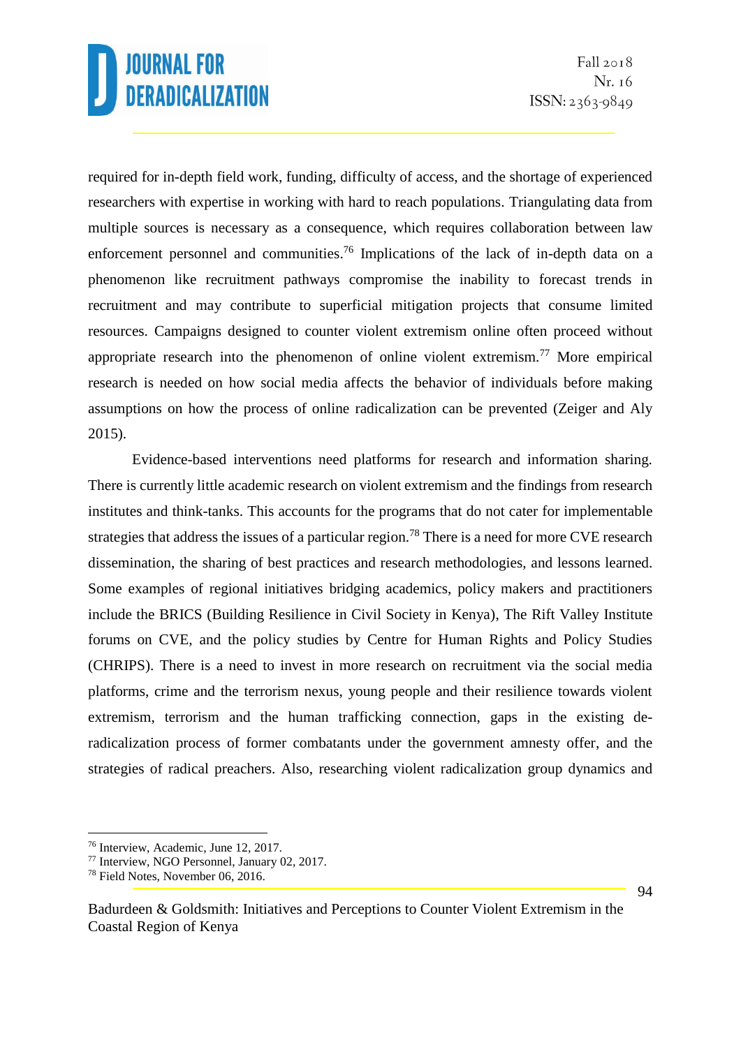required for in-depth field work, funding, difficulty of access, and the shortage of experienced researchers with expertise in working with hard to reach populations. Triangulating data from multiple sources is necessary as a consequence, which requires collaboration between law enforcement personnel and communities.[76] Implications of the lack of in-depth data on a phenomenon like recruitment pathways compromise the inability to forecast trends in recruitment and may contribute to superficial mitigation projects that consume limited resources. Campaigns designed to counter violent extremism online often proceed without appropriate research into the phenomenon of online violent extremism.[77] More empirical research is needed on how social media affects the behavior of individuals before making assumptions on how the process of online radicalization can be prevented (Zeiger and Aly 2015).

Evidence-based interventions need platforms for research and information sharing. There is currently little academic research on violent extremism and the findings from research institutes and think-tanks. This accounts for the programs that do not cater for implementable strategies that address the issues of a particular region.[78] There is a need for more CVE research dissemination, the sharing of best practices and research methodologies, and lessons learned. Some examples of regional initiatives bridging academics, policy makers and practitioners include the BRICS (Building Resilience in Civil Society in Kenya), The Rift Valley Institute forums on CVE, and the policy studies by Centre for Human Rights and Policy Studies (CHRIPS). There is a need to invest in more research on recruitment via the social media platforms, crime and the terrorism nexus, young people and their resilience towards violent extremism, terrorism and the human trafficking connection, gaps in the existing de-radicalization process of former combatants under the government amnesty offer, and the strategies of radical preachers. Also, researching violent radicalization group dynamics and

[76] Interview, Academic, June 12, 2017.
[77] Interview, NGO Personnel, January 02, 2017.
[78] Field Notes, November 06, 2016.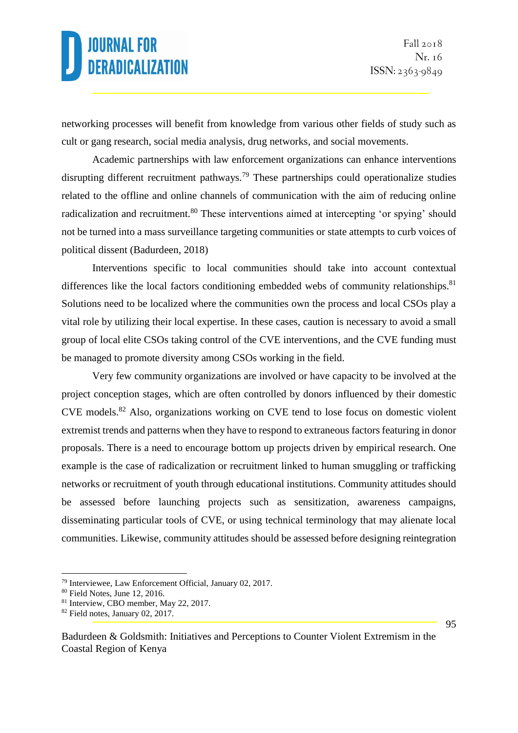networking processes will benefit from knowledge from various other fields of study such as cult or gang research, social media analysis, drug networks, and social movements.

Academic partnerships with law enforcement organizations can enhance interventions disrupting different recruitment pathways.[79] These partnerships could operationalize studies related to the offline and online channels of communication with the aim of reducing online radicalization and recruitment.[80] These interventions aimed at intercepting 'or spying' should not be turned into a mass surveillance targeting communities or state attempts to curb voices of political dissent (Badurdeen, 2018)

Interventions specific to local communities should take into account contextual differences like the local factors conditioning embedded webs of community relationships.[81] Solutions need to be localized where the communities own the process and local CSOs play a vital role by utilizing their local expertise. In these cases, caution is necessary to avoid a small group of local elite CSOs taking control of the CVE interventions, and the CVE funding must be managed to promote diversity among CSOs working in the field.

Very few community organizations are involved or have capacity to be involved at the project conception stages, which are often controlled by donors influenced by their domestic CVE models.[82] Also, organizations working on CVE tend to lose focus on domestic violent extremist trends and patterns when they have to respond to extraneous factors featuring in donor proposals. There is a need to encourage bottom up projects driven by empirical research. One example is the case of radicalization or recruitment linked to human smuggling or trafficking networks or recruitment of youth through educational institutions. Community attitudes should be assessed before launching projects such as sensitization, awareness campaigns, disseminating particular tools of CVE, or using technical terminology that may alienate local communities. Likewise, community attitudes should be assessed before designing reintegration

---

[79] Interviewee, Law Enforcement Official, January 02, 2017.

[80] Field Notes, June 12, 2016.

[81] Interview, CBO member, May 22, 2017.

[82] Field notes, January 02, 2017.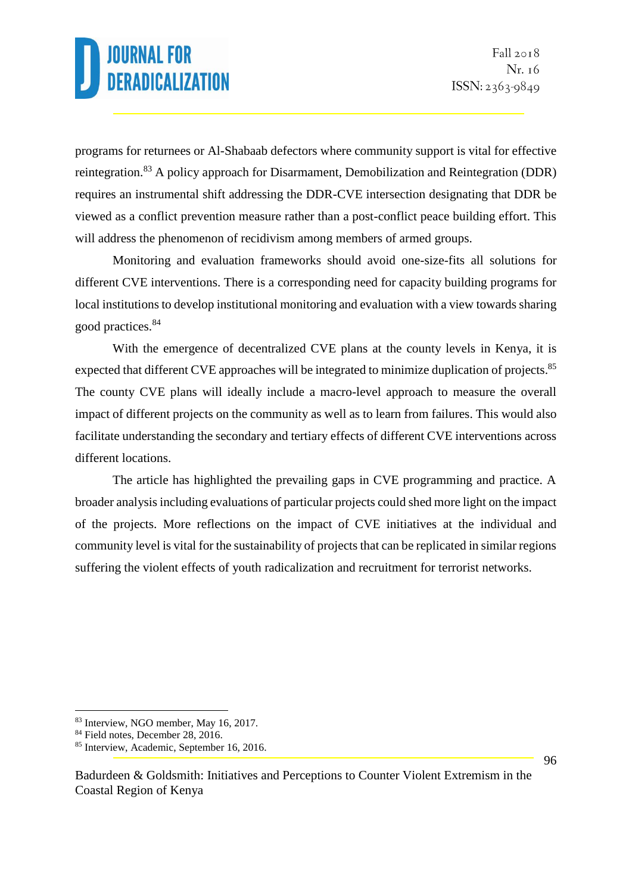programs for returnees or Al-Shabaab defectors where community support is vital for effective reintegration.[83] A policy approach for Disarmament, Demobilization and Reintegration (DDR) requires an instrumental shift addressing the DDR-CVE intersection designating that DDR be viewed as a conflict prevention measure rather than a post-conflict peace building effort. This will address the phenomenon of recidivism among members of armed groups.

Monitoring and evaluation frameworks should avoid one-size-fits all solutions for different CVE interventions. There is a corresponding need for capacity building programs for local institutions to develop institutional monitoring and evaluation with a view towards sharing good practices.[84]

With the emergence of decentralized CVE plans at the county levels in Kenya, it is expected that different CVE approaches will be integrated to minimize duplication of projects.[85] The county CVE plans will ideally include a macro-level approach to measure the overall impact of different projects on the community as well as to learn from failures. This would also facilitate understanding the secondary and tertiary effects of different CVE interventions across different locations.

The article has highlighted the prevailing gaps in CVE programming and practice. A broader analysis including evaluations of particular projects could shed more light on the impact of the projects. More reflections on the impact of CVE initiatives at the individual and community level is vital for the sustainability of projects that can be replicated in similar regions suffering the violent effects of youth radicalization and recruitment for terrorist networks.

---

[83] Interview, NGO member, May 16, 2017.

[84] Field notes, December 28, 2016.

[85] Interview, Academic, September 16, 2016.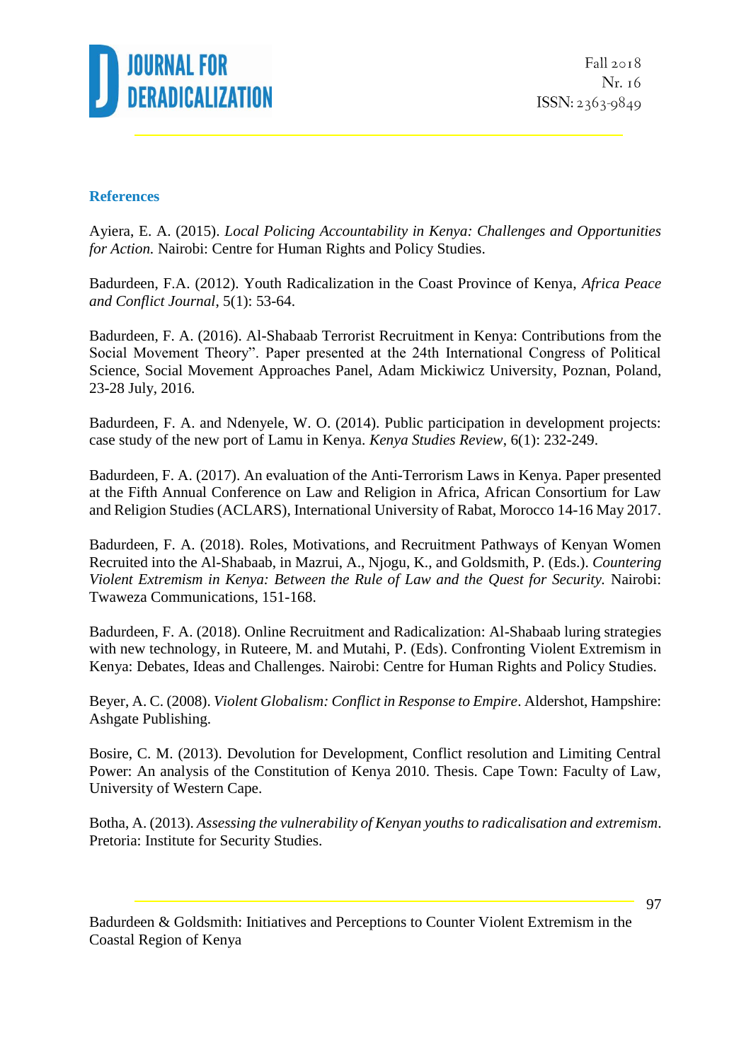## References

Ayiera, E. A. (2015). *Local Policing Accountability in Kenya: Challenges and Opportunities for Action.* Nairobi: Centre for Human Rights and Policy Studies.

Badurdeen, F.A. (2012). Youth Radicalization in the Coast Province of Kenya, *Africa Peace and Conflict Journal*, 5(1): 53-64.

Badurdeen, F. A. (2016). Al-Shabaab Terrorist Recruitment in Kenya: Contributions from the Social Movement Theory". Paper presented at the 24th International Congress of Political Science, Social Movement Approaches Panel, Adam Mickiwicz University, Poznan, Poland, 23-28 July, 2016.

Badurdeen, F. A. and Ndenyele, W. O. (2014). Public participation in development projects: case study of the new port of Lamu in Kenya. *Kenya Studies Review*, 6(1): 232-249.

Badurdeen, F. A. (2017). An evaluation of the Anti-Terrorism Laws in Kenya. Paper presented at the Fifth Annual Conference on Law and Religion in Africa, African Consortium for Law and Religion Studies (ACLARS), International University of Rabat, Morocco 14-16 May 2017.

Badurdeen, F. A. (2018). Roles, Motivations, and Recruitment Pathways of Kenyan Women Recruited into the Al-Shabaab, in Mazrui, A., Njogu, K., and Goldsmith, P. (Eds.). *Countering Violent Extremism in Kenya: Between the Rule of Law and the Quest for Security.* Nairobi: Twaweza Communications, 151-168.

Badurdeen, F. A. (2018). Online Recruitment and Radicalization: Al-Shabaab luring strategies with new technology, in Ruteere, M. and Mutahi, P. (Eds). Confronting Violent Extremism in Kenya: Debates, Ideas and Challenges. Nairobi: Centre for Human Rights and Policy Studies.

Beyer, A. C. (2008). *Violent Globalism: Conflict in Response to Empire*. Aldershot, Hampshire: Ashgate Publishing.

Bosire, C. M. (2013). Devolution for Development, Conflict resolution and Limiting Central Power: An analysis of the Constitution of Kenya 2010. Thesis. Cape Town: Faculty of Law, University of Western Cape.

Botha, A. (2013). *Assessing the vulnerability of Kenyan youths to radicalisation and extremism*. Pretoria: Institute for Security Studies.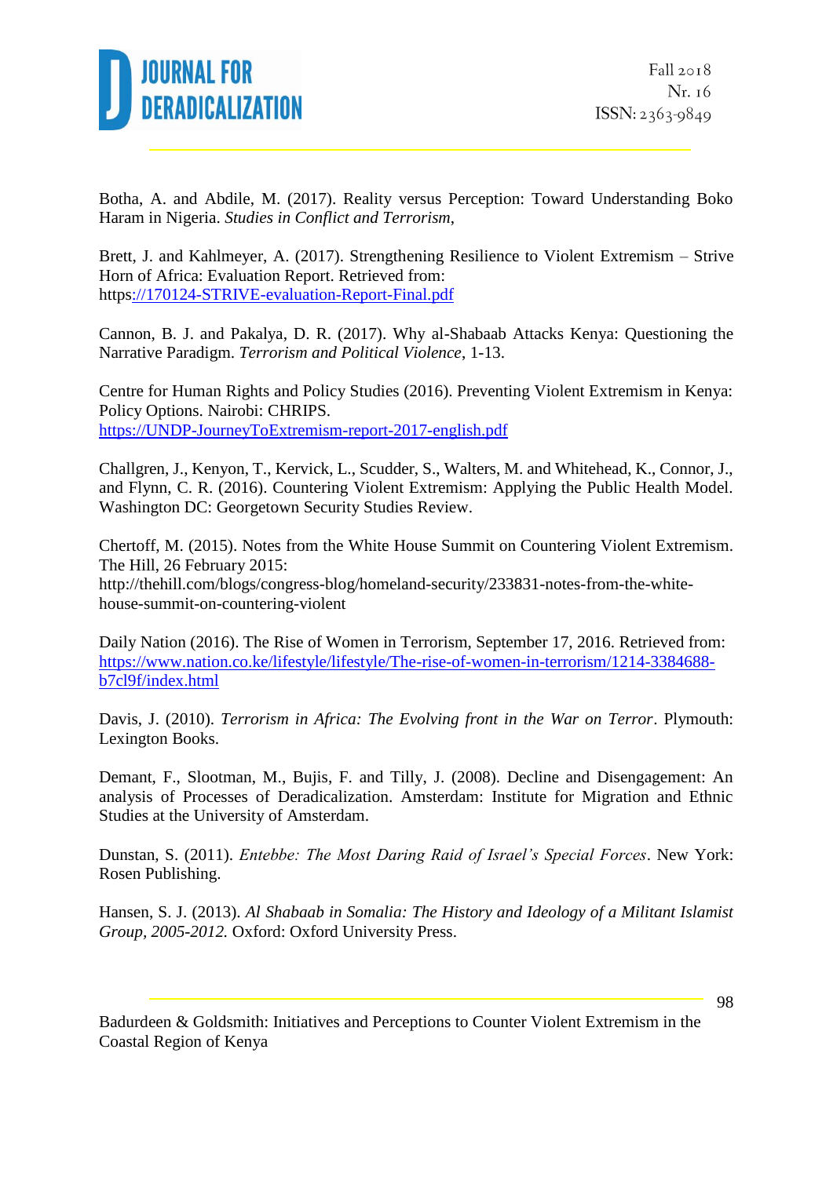Botha, A. and Abdile, M. (2017). Reality versus Perception: Toward Understanding Boko Haram in Nigeria. *Studies in Conflict and Terrorism*,

Brett, J. and Kahlmeyer, A. (2017). Strengthening Resilience to Violent Extremism – Strive Horn of Africa: Evaluation Report. Retrieved from: https://170124-STRIVE-evaluation-Report-Final.pdf

Cannon, B. J. and Pakalya, D. R. (2017). Why al-Shabaab Attacks Kenya: Questioning the Narrative Paradigm. *Terrorism and Political Violence*, 1-13.

Centre for Human Rights and Policy Studies (2016). Preventing Violent Extremism in Kenya: Policy Options. Nairobi: CHRIPS. https://UNDP-JourneyToExtremism-report-2017-english.pdf

Challgren, J., Kenyon, T., Kervick, L., Scudder, S., Walters, M. and Whitehead, K., Connor, J., and Flynn, C. R. (2016). Countering Violent Extremism: Applying the Public Health Model. Washington DC: Georgetown Security Studies Review.

Chertoff, M. (2015). Notes from the White House Summit on Countering Violent Extremism. The Hill, 26 February 2015: http://thehill.com/blogs/congress-blog/homeland-security/233831-notes-from-the-white-house-summit-on-countering-violent

Daily Nation (2016). The Rise of Women in Terrorism, September 17, 2016. Retrieved from: https://www.nation.co.ke/lifestyle/lifestyle/The-rise-of-women-in-terrorism/1214-3384688-b7cl9f/index.html

Davis, J. (2010). *Terrorism in Africa: The Evolving front in the War on Terror*. Plymouth: Lexington Books.

Demant, F., Slootman, M., Bujis, F. and Tilly, J. (2008). Decline and Disengagement: An analysis of Processes of Deradicalization. Amsterdam: Institute for Migration and Ethnic Studies at the University of Amsterdam.

Dunstan, S. (2011). *Entebbe: The Most Daring Raid of Israel's Special Forces*. New York: Rosen Publishing.

Hansen, S. J. (2013). *Al Shabaab in Somalia: The History and Ideology of a Militant Islamist Group, 2005-2012.* Oxford: Oxford University Press.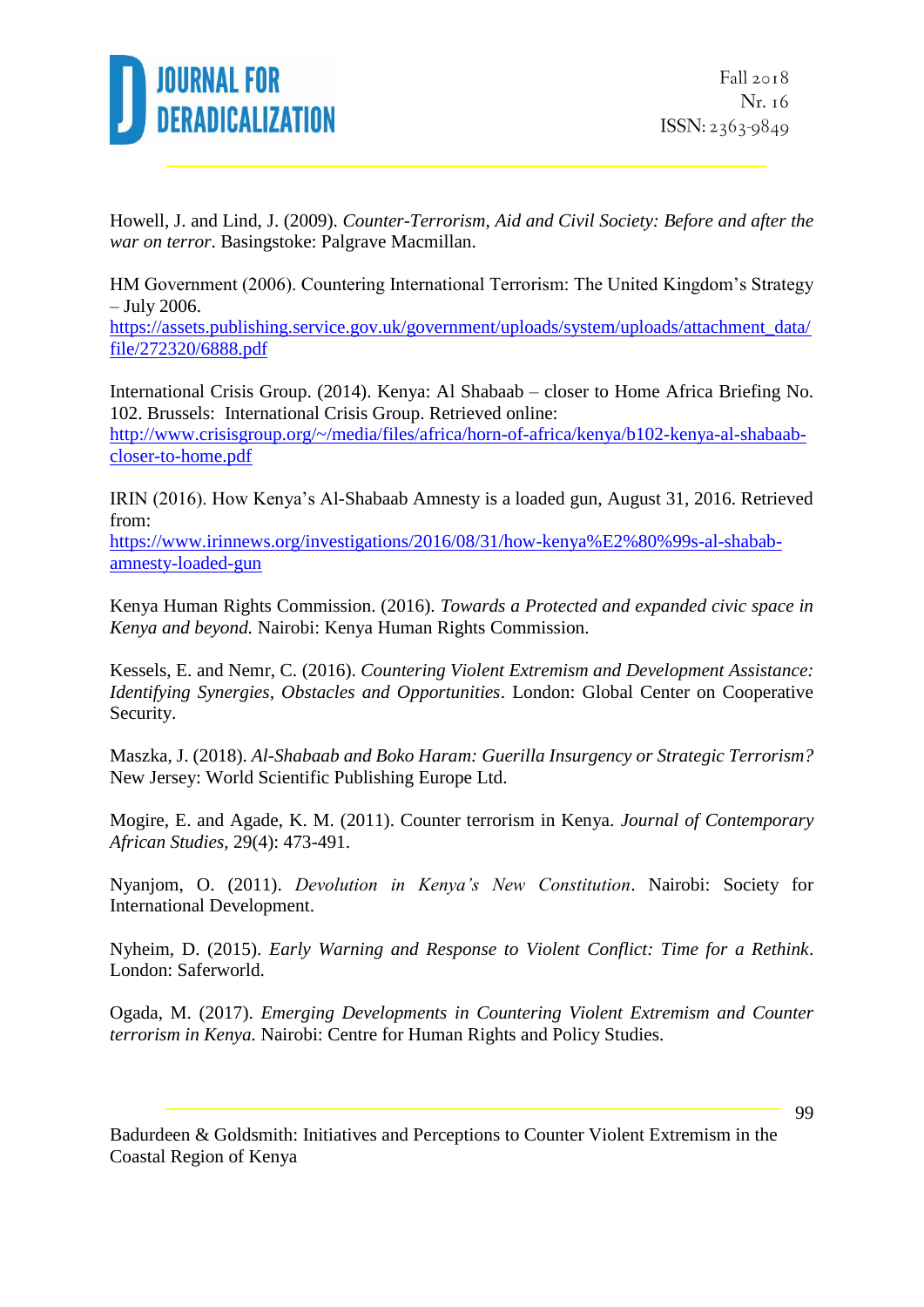Howell, J. and Lind, J. (2009). *Counter-Terrorism, Aid and Civil Society: Before and after the war on terror*. Basingstoke: Palgrave Macmillan.

HM Government (2006). Countering International Terrorism: The United Kingdom's Strategy – July 2006.
https://assets.publishing.service.gov.uk/government/uploads/system/uploads/attachment_data/file/272320/6888.pdf

International Crisis Group. (2014). Kenya: Al Shabaab – closer to Home Africa Briefing No. 102. Brussels: International Crisis Group. Retrieved online:
http://www.crisisgroup.org/~/media/files/africa/horn-of-africa/kenya/b102-kenya-al-shabaab-closer-to-home.pdf

IRIN (2016). How Kenya's Al-Shabaab Amnesty is a loaded gun, August 31, 2016. Retrieved from:
https://www.irinnews.org/investigations/2016/08/31/how-kenya%E2%80%99s-al-shabab-amnesty-loaded-gun

Kenya Human Rights Commission. (2016). *Towards a Protected and expanded civic space in Kenya and beyond.* Nairobi: Kenya Human Rights Commission.

Kessels, E. and Nemr, C. (2016). *Countering Violent Extremism and Development Assistance: Identifying Synergies, Obstacles and Opportunities*. London: Global Center on Cooperative Security.

Maszka, J. (2018). *Al-Shabaab and Boko Haram: Guerilla Insurgency or Strategic Terrorism?* New Jersey: World Scientific Publishing Europe Ltd.

Mogire, E. and Agade, K. M. (2011). Counter terrorism in Kenya. *Journal of Contemporary African Studies,* 29(4): 473-491.

Nyanjom, O. (2011). *Devolution in Kenya's New Constitution*. Nairobi: Society for International Development.

Nyheim, D. (2015). *Early Warning and Response to Violent Conflict: Time for a Rethink*. London: Saferworld.

Ogada, M. (2017). *Emerging Developments in Countering Violent Extremism and Counter terrorism in Kenya.* Nairobi: Centre for Human Rights and Policy Studies.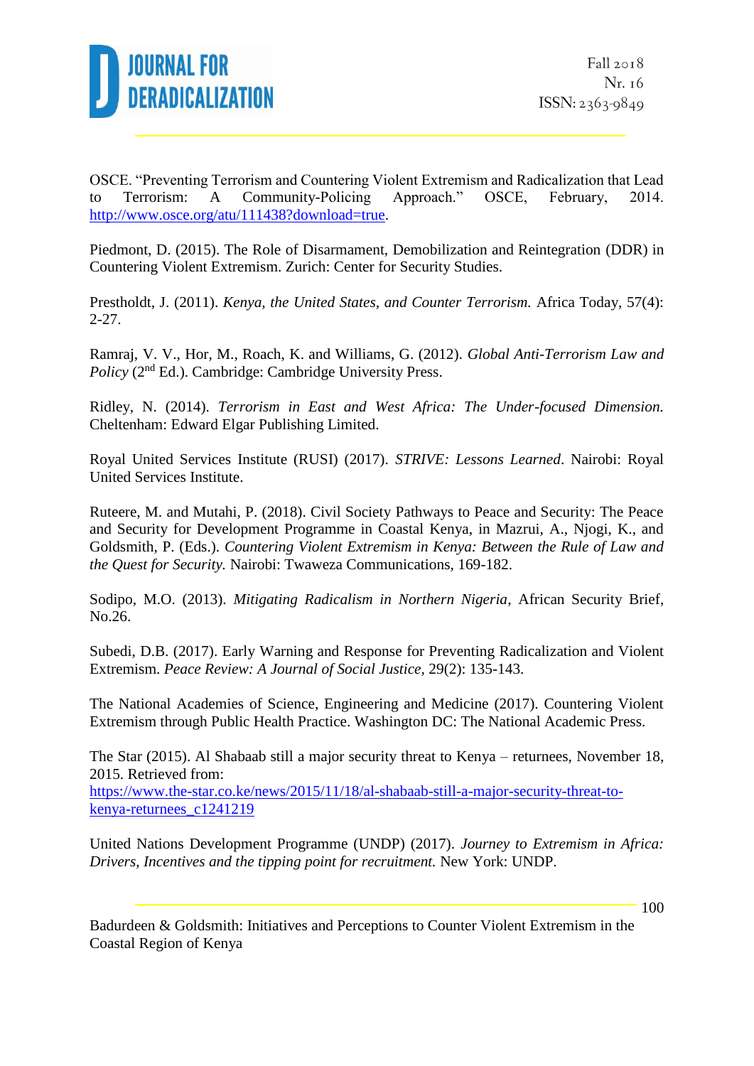OSCE. "Preventing Terrorism and Countering Violent Extremism and Radicalization that Lead to Terrorism: A Community-Policing Approach." OSCE, February, 2014. http://www.osce.org/atu/111438?download=true.

Piedmont, D. (2015). The Role of Disarmament, Demobilization and Reintegration (DDR) in Countering Violent Extremism. Zurich: Center for Security Studies.

Prestholdt, J. (2011). *Kenya, the United States, and Counter Terrorism.* Africa Today, 57(4): 2-27.

Ramraj, V. V., Hor, M., Roach, K. and Williams, G. (2012). *Global Anti-Terrorism Law and Policy* (2nd Ed.). Cambridge: Cambridge University Press.

Ridley, N. (2014). *Terrorism in East and West Africa: The Under-focused Dimension.* Cheltenham: Edward Elgar Publishing Limited.

Royal United Services Institute (RUSI) (2017). *STRIVE: Lessons Learned*. Nairobi: Royal United Services Institute.

Ruteere, M. and Mutahi, P. (2018). Civil Society Pathways to Peace and Security: The Peace and Security for Development Programme in Coastal Kenya, in Mazrui, A., Njogi, K., and Goldsmith, P. (Eds.). *Countering Violent Extremism in Kenya: Between the Rule of Law and the Quest for Security.* Nairobi: Twaweza Communications, 169-182.

Sodipo, M.O. (2013). *Mitigating Radicalism in Northern Nigeria*, African Security Brief, No.26.

Subedi, D.B. (2017). Early Warning and Response for Preventing Radicalization and Violent Extremism. *Peace Review: A Journal of Social Justice,* 29(2): 135-143.

The National Academies of Science, Engineering and Medicine (2017). Countering Violent Extremism through Public Health Practice. Washington DC: The National Academic Press.

The Star (2015). Al Shabaab still a major security threat to Kenya – returnees, November 18, 2015. Retrieved from: https://www.the-star.co.ke/news/2015/11/18/al-shabaab-still-a-major-security-threat-to-kenya-returnees_c1241219

United Nations Development Programme (UNDP) (2017). *Journey to Extremism in Africa: Drivers, Incentives and the tipping point for recruitment.* New York: UNDP.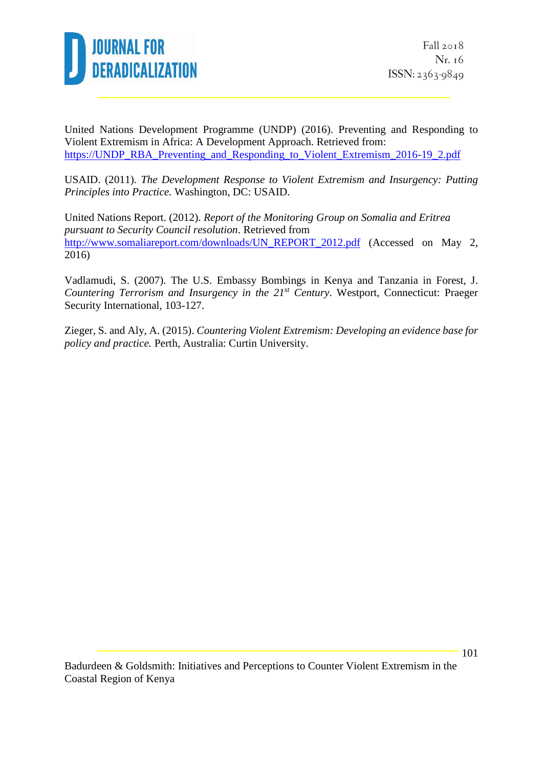United Nations Development Programme (UNDP) (2016). Preventing and Responding to Violent Extremism in Africa: A Development Approach. Retrieved from: https://UNDP_RBA_Preventing_and_Responding_to_Violent_Extremism_2016-19_2.pdf

USAID. (2011). *The Development Response to Violent Extremism and Insurgency: Putting Principles into Practice.* Washington, DC: USAID.

United Nations Report. (2012). *Report of the Monitoring Group on Somalia and Eritrea pursuant to Security Council resolution*. Retrieved from http://www.somaliareport.com/downloads/UN_REPORT_2012.pdf (Accessed on May 2, 2016)

Vadlamudi, S. (2007). The U.S. Embassy Bombings in Kenya and Tanzania in Forest, J. *Countering Terrorism and Insurgency in the 21st Century*. Westport, Connecticut: Praeger Security International, 103-127.

Zieger, S. and Aly, A. (2015). *Countering Violent Extremism: Developing an evidence base for policy and practice.* Perth, Australia: Curtin University.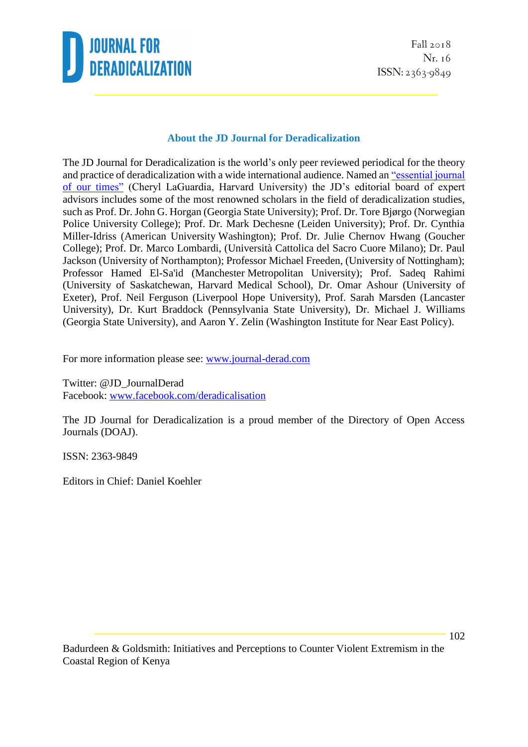## About the JD Journal for Deradicalization

The JD Journal for Deradicalization is the world's only peer reviewed periodical for the theory and practice of deradicalization with a wide international audience. Named an "essential journal of our times" (Cheryl LaGuardia, Harvard University) the JD's editorial board of expert advisors includes some of the most renowned scholars in the field of deradicalization studies, such as Prof. Dr. John G. Horgan (Georgia State University); Prof. Dr. Tore Bjørgo (Norwegian Police University College); Prof. Dr. Mark Dechesne (Leiden University); Prof. Dr. Cynthia Miller-Idriss (American University Washington); Prof. Dr. Julie Chernov Hwang (Goucher College); Prof. Dr. Marco Lombardi, (Università Cattolica del Sacro Cuore Milano); Dr. Paul Jackson (University of Northampton); Professor Michael Freeden, (University of Nottingham); Professor Hamed El-Sa'id (Manchester Metropolitan University); Prof. Sadeq Rahimi (University of Saskatchewan, Harvard Medical School), Dr. Omar Ashour (University of Exeter), Prof. Neil Ferguson (Liverpool Hope University), Prof. Sarah Marsden (Lancaster University), Dr. Kurt Braddock (Pennsylvania State University), Dr. Michael J. Williams (Georgia State University), and Aaron Y. Zelin (Washington Institute for Near East Policy).

For more information please see: www.journal-derad.com

Twitter: @JD_JournalDerad
Facebook: www.facebook.com/deradicalisation

The JD Journal for Deradicalization is a proud member of the Directory of Open Access Journals (DOAJ).

ISSN: 2363-9849

Editors in Chief: Daniel Koehler